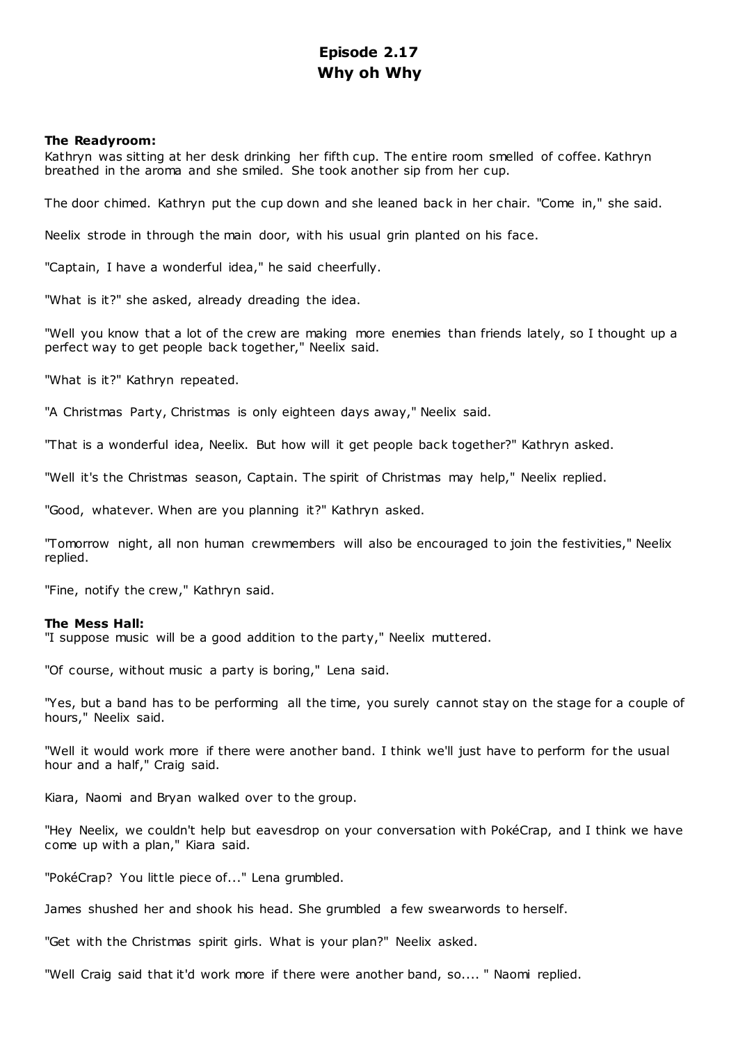# Episode 2.17
# Why oh Why

**The Readyroom:**
Kathryn was sitting at her desk drinking her fifth cup. The entire room smelled of coffee. Kathryn breathed in the aroma and she smiled. She took another sip from her cup.

The door chimed. Kathryn put the cup down and she leaned back in her chair. "Come in," she said.

Neelix strode in through the main door, with his usual grin planted on his face.

"Captain, I have a wonderful idea," he said cheerfully.

"What is it?" she asked, already dreading the idea.

"Well you know that a lot of the crew are making more enemies than friends lately, so I thought up a perfect way to get people back together," Neelix said.

"What is it?" Kathryn repeated.

"A Christmas Party, Christmas is only eighteen days away," Neelix said.

"That is a wonderful idea, Neelix. But how will it get people back together?" Kathryn asked.

"Well it's the Christmas season, Captain. The spirit of Christmas may help," Neelix replied.

"Good, whatever. When are you planning it?" Kathryn asked.

"Tomorrow night, all non human crewmembers will also be encouraged to join the festivities," Neelix replied.

"Fine, notify the crew," Kathryn said.

**The Mess Hall:**
"I suppose music will be a good addition to the party," Neelix muttered.

"Of course, without music a party is boring," Lena said.

"Yes, but a band has to be performing all the time, you surely cannot stay on the stage for a couple of hours," Neelix said.

"Well it would work more if there were another band. I think we'll just have to perform for the usual hour and a half," Craig said.

Kiara, Naomi and Bryan walked over to the group.

"Hey Neelix, we couldn't help but eavesdrop on your conversation with PokéCrap, and I think we have come up with a plan," Kiara said.

"PokéCrap? You little piece of..." Lena grumbled.

James shushed her and shook his head. She grumbled a few swearwords to herself.

"Get with the Christmas spirit girls. What is your plan?" Neelix asked.

"Well Craig said that it'd work more if there were another band, so.... " Naomi replied.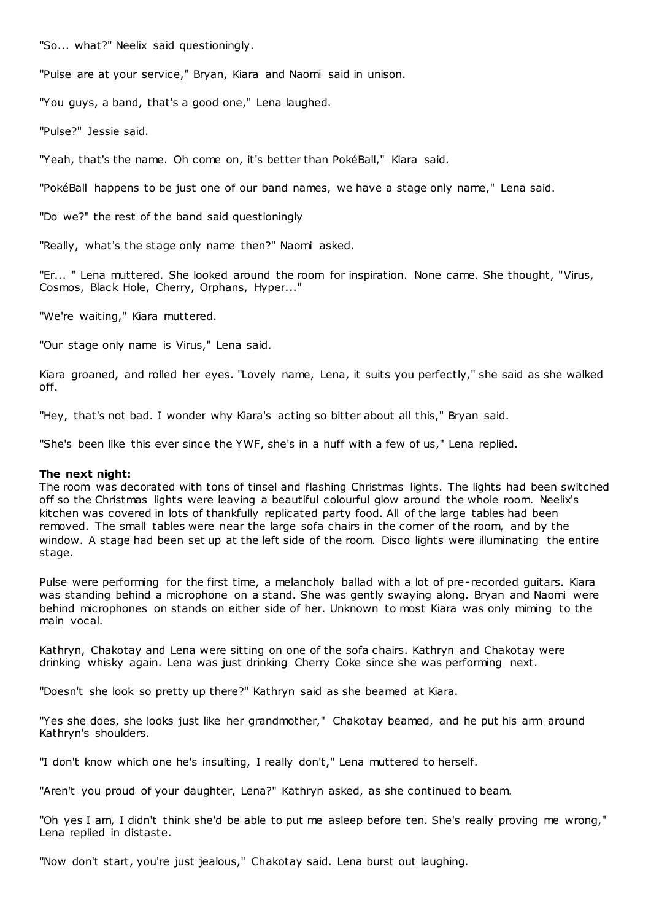"So... what?" Neelix said questioningly.

"Pulse are at your service," Bryan, Kiara and Naomi said in unison.

"You guys, a band, that's a good one," Lena laughed.

"Pulse?" Jessie said.

"Yeah, that's the name. Oh come on, it's better than PokéBall," Kiara said.

"PokéBall happens to be just one of our band names, we have a stage only name," Lena said.

"Do we?" the rest of the band said questioningly

"Really, what's the stage only name then?" Naomi asked.

"Er... " Lena muttered. She looked around the room for inspiration. None came. She thought, "Virus, Cosmos, Black Hole, Cherry, Orphans, Hyper..."

"We're waiting," Kiara muttered.

"Our stage only name is Virus," Lena said.

Kiara groaned, and rolled her eyes. "Lovely name, Lena, it suits you perfectly," she said as she walked off.

"Hey, that's not bad. I wonder why Kiara's acting so bitter about all this," Bryan said.

"She's been like this ever since the YWF, she's in a huff with a few of us," Lena replied.

**The next night:**
The room was decorated with tons of tinsel and flashing Christmas lights. The lights had been switched off so the Christmas lights were leaving a beautiful colourful glow around the whole room. Neelix's kitchen was covered in lots of thankfully replicated party food. All of the large tables had been removed. The small tables were near the large sofa chairs in the corner of the room, and by the window. A stage had been set up at the left side of the room. Disco lights were illuminating the entire stage.

Pulse were performing for the first time, a melancholy ballad with a lot of pre-recorded guitars. Kiara was standing behind a microphone on a stand. She was gently swaying along. Bryan and Naomi were behind microphones on stands on either side of her. Unknown to most Kiara was only miming to the main vocal.

Kathryn, Chakotay and Lena were sitting on one of the sofa chairs. Kathryn and Chakotay were drinking whisky again. Lena was just drinking Cherry Coke since she was performing next.

"Doesn't she look so pretty up there?" Kathryn said as she beamed at Kiara.

"Yes she does, she looks just like her grandmother," Chakotay beamed, and he put his arm around Kathryn's shoulders.

"I don't know which one he's insulting, I really don't," Lena muttered to herself.

"Aren't you proud of your daughter, Lena?" Kathryn asked, as she continued to beam.

"Oh yes I am, I didn't think she'd be able to put me asleep before ten. She's really proving me wrong," Lena replied in distaste.

"Now don't start, you're just jealous," Chakotay said. Lena burst out laughing.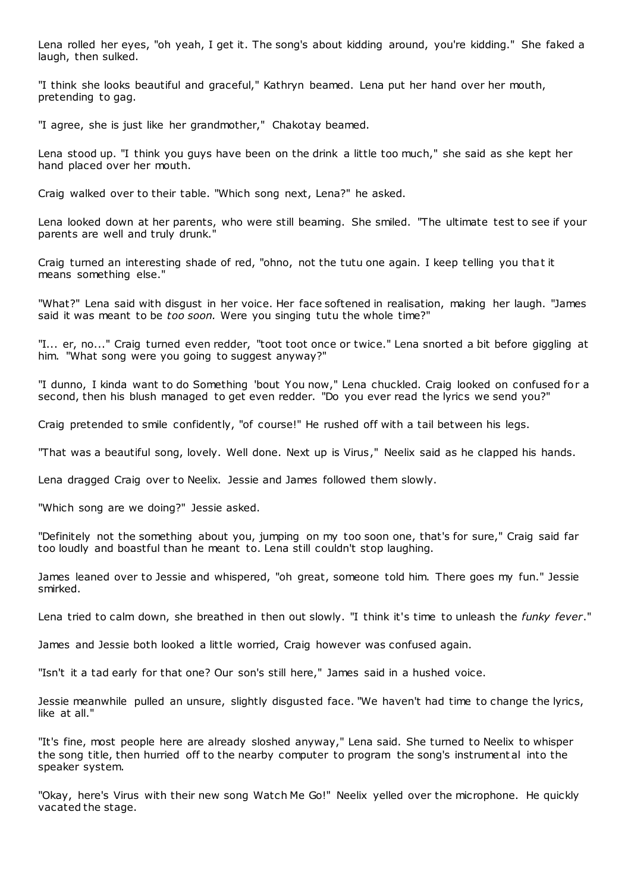Lena rolled her eyes, "oh yeah, I get it. The song's about kidding around, you're kidding." She faked a laugh, then sulked.

"I think she looks beautiful and graceful," Kathryn beamed. Lena put her hand over her mouth, pretending to gag.

"I agree, she is just like her grandmother," Chakotay beamed.

Lena stood up. "I think you guys have been on the drink a little too much," she said as she kept her hand placed over her mouth.

Craig walked over to their table. "Which song next, Lena?" he asked.

Lena looked down at her parents, who were still beaming. She smiled. "The ultimate test to see if your parents are well and truly drunk."

Craig turned an interesting shade of red, "ohno, not the tutu one again. I keep telling you that it means something else."

"What?" Lena said with disgust in her voice. Her face softened in realisation, making her laugh. "James said it was meant to be *too soon.* Were you singing tutu the whole time?"

"I... er, no..." Craig turned even redder, "toot toot once or twice." Lena snorted a bit before giggling at him. "What song were you going to suggest anyway?"

"I dunno, I kinda want to do Something 'bout You now," Lena chuckled. Craig looked on confused for a second, then his blush managed to get even redder. "Do you ever read the lyrics we send you?"

Craig pretended to smile confidently, "of course!" He rushed off with a tail between his legs.

"That was a beautiful song, lovely. Well done. Next up is Virus," Neelix said as he clapped his hands.

Lena dragged Craig over to Neelix. Jessie and James followed them slowly.

"Which song are we doing?" Jessie asked.

"Definitely not the something about you, jumping on my too soon one, that's for sure," Craig said far too loudly and boastful than he meant to. Lena still couldn't stop laughing.

James leaned over to Jessie and whispered, "oh great, someone told him. There goes my fun." Jessie smirked.

Lena tried to calm down, she breathed in then out slowly. "I think it's time to unleash the *funky fever*."

James and Jessie both looked a little worried, Craig however was confused again.

"Isn't it a tad early for that one? Our son's still here," James said in a hushed voice.

Jessie meanwhile pulled an unsure, slightly disgusted face. "We haven't had time to change the lyrics, like at all."

"It's fine, most people here are already sloshed anyway," Lena said. She turned to Neelix to whisper the song title, then hurried off to the nearby computer to program the song's instrumental into the speaker system.

"Okay, here's Virus with their new song Watch Me Go!" Neelix yelled over the microphone. He quickly vacated the stage.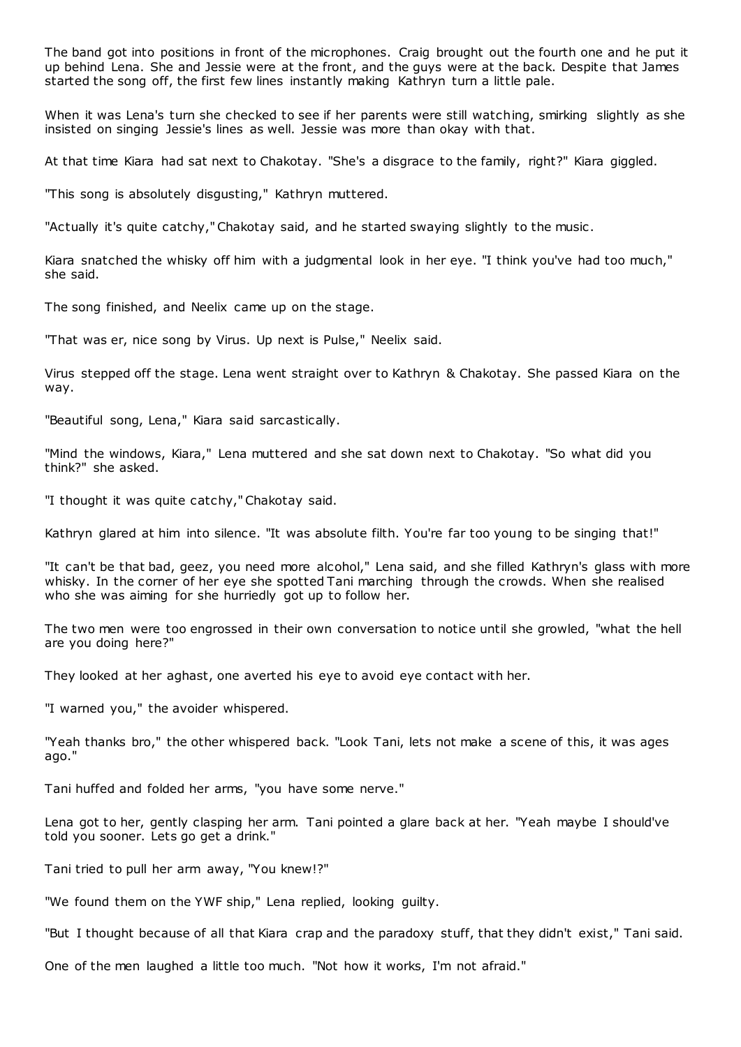The band got into positions in front of the microphones. Craig brought out the fourth one and he put it up behind Lena. She and Jessie were at the front, and the guys were at the back. Despite that James started the song off, the first few lines instantly making Kathryn turn a little pale.

When it was Lena's turn she checked to see if her parents were still watching, smirking slightly as she insisted on singing Jessie's lines as well. Jessie was more than okay with that.

At that time Kiara had sat next to Chakotay. "She's a disgrace to the family, right?" Kiara giggled.

"This song is absolutely disgusting," Kathryn muttered.

"Actually it's quite catchy," Chakotay said, and he started swaying slightly to the music.

Kiara snatched the whisky off him with a judgmental look in her eye. "I think you've had too much," she said.

The song finished, and Neelix came up on the stage.

"That was er, nice song by Virus. Up next is Pulse," Neelix said.

Virus stepped off the stage. Lena went straight over to Kathryn & Chakotay. She passed Kiara on the way.

"Beautiful song, Lena," Kiara said sarcastically.

"Mind the windows, Kiara," Lena muttered and she sat down next to Chakotay. "So what did you think?" she asked.

"I thought it was quite catchy," Chakotay said.

Kathryn glared at him into silence. "It was absolute filth. You're far too young to be singing that!"

"It can't be that bad, geez, you need more alcohol," Lena said, and she filled Kathryn's glass with more whisky. In the corner of her eye she spotted Tani marching through the crowds. When she realised who she was aiming for she hurriedly got up to follow her.

The two men were too engrossed in their own conversation to notice until she growled, "what the hell are you doing here?"

They looked at her aghast, one averted his eye to avoid eye contact with her.

"I warned you," the avoider whispered.

"Yeah thanks bro," the other whispered back. "Look Tani, lets not make a scene of this, it was ages ago."

Tani huffed and folded her arms, "you have some nerve."

Lena got to her, gently clasping her arm. Tani pointed a glare back at her. "Yeah maybe I should've told you sooner. Lets go get a drink."

Tani tried to pull her arm away, "You knew!?"

"We found them on the YWF ship," Lena replied, looking guilty.

"But I thought because of all that Kiara crap and the paradoxy stuff, that they didn't exist," Tani said.

One of the men laughed a little too much. "Not how it works, I'm not afraid."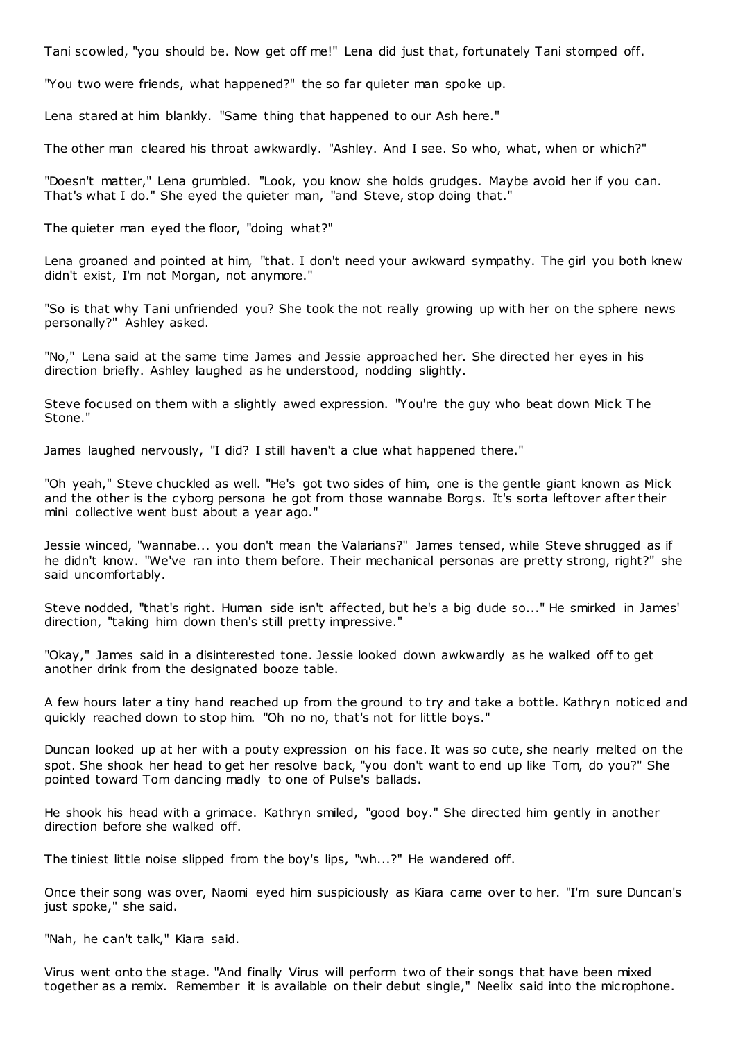Tani scowled, "you should be. Now get off me!" Lena did just that, fortunately Tani stomped off.

"You two were friends, what happened?" the so far quieter man spoke up.

Lena stared at him blankly. "Same thing that happened to our Ash here."

The other man cleared his throat awkwardly. "Ashley. And I see. So who, what, when or which?"

"Doesn't matter," Lena grumbled. "Look, you know she holds grudges. Maybe avoid her if you can. That's what I do." She eyed the quieter man, "and Steve, stop doing that."

The quieter man eyed the floor, "doing what?"

Lena groaned and pointed at him, "that. I don't need your awkward sympathy. The girl you both knew didn't exist, I'm not Morgan, not anymore."

"So is that why Tani unfriended you? She took the not really growing up with her on the sphere news personally?" Ashley asked.

"No," Lena said at the same time James and Jessie approached her. She directed her eyes in his direction briefly. Ashley laughed as he understood, nodding slightly.

Steve focused on them with a slightly awed expression. "You're the guy who beat down Mick The Stone."

James laughed nervously, "I did? I still haven't a clue what happened there."

"Oh yeah," Steve chuckled as well. "He's got two sides of him, one is the gentle giant known as Mick and the other is the cyborg persona he got from those wannabe Borgs. It's sorta leftover after their mini collective went bust about a year ago."

Jessie winced, "wannabe... you don't mean the Valarians?" James tensed, while Steve shrugged as if he didn't know. "We've ran into them before. Their mechanical personas are pretty strong, right?" she said uncomfortably.

Steve nodded, "that's right. Human side isn't affected, but he's a big dude so..." He smirked in James' direction, "taking him down then's still pretty impressive."

"Okay," James said in a disinterested tone. Jessie looked down awkwardly as he walked off to get another drink from the designated booze table.

A few hours later a tiny hand reached up from the ground to try and take a bottle. Kathryn noticed and quickly reached down to stop him. "Oh no no, that's not for little boys."

Duncan looked up at her with a pouty expression on his face. It was so cute, she nearly melted on the spot. She shook her head to get her resolve back, "you don't want to end up like Tom, do you?" She pointed toward Tom dancing madly to one of Pulse's ballads.

He shook his head with a grimace. Kathryn smiled, "good boy." She directed him gently in another direction before she walked off.

The tiniest little noise slipped from the boy's lips, "wh...?" He wandered off.

Once their song was over, Naomi eyed him suspiciously as Kiara came over to her. "I'm sure Duncan's just spoke," she said.

"Nah, he can't talk," Kiara said.

Virus went onto the stage. "And finally Virus will perform two of their songs that have been mixed together as a remix. Remember it is available on their debut single," Neelix said into the microphone.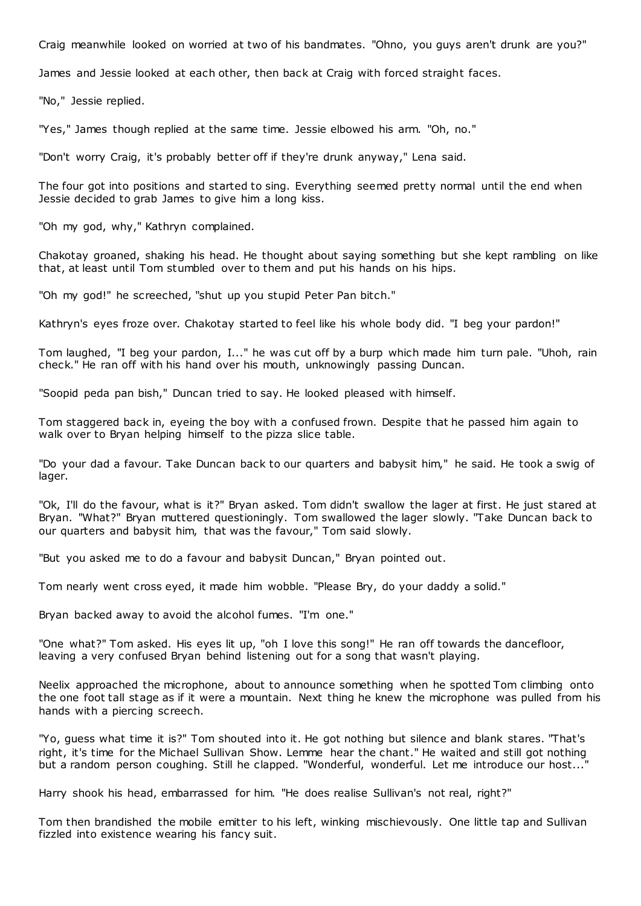Craig meanwhile looked on worried at two of his bandmates. "Ohno, you guys aren't drunk are you?"

James and Jessie looked at each other, then back at Craig with forced straight faces.

"No," Jessie replied.

"Yes," James though replied at the same time. Jessie elbowed his arm. "Oh, no."

"Don't worry Craig, it's probably better off if they're drunk anyway," Lena said.

The four got into positions and started to sing. Everything seemed pretty normal until the end when Jessie decided to grab James to give him a long kiss.

"Oh my god, why," Kathryn complained.

Chakotay groaned, shaking his head. He thought about saying something but she kept rambling on like that, at least until Tom stumbled over to them and put his hands on his hips.

"Oh my god!" he screeched, "shut up you stupid Peter Pan bitch."

Kathryn's eyes froze over. Chakotay started to feel like his whole body did. "I beg your pardon!"

Tom laughed, "I beg your pardon, I..." he was cut off by a burp which made him turn pale. "Uhoh, rain check." He ran off with his hand over his mouth, unknowingly passing Duncan.

"Soopid peda pan bish," Duncan tried to say. He looked pleased with himself.

Tom staggered back in, eyeing the boy with a confused frown. Despite that he passed him again to walk over to Bryan helping himself to the pizza slice table.

"Do your dad a favour. Take Duncan back to our quarters and babysit him," he said. He took a swig of lager.

"Ok, I'll do the favour, what is it?" Bryan asked. Tom didn't swallow the lager at first. He just stared at Bryan. "What?" Bryan muttered questioningly. Tom swallowed the lager slowly. "Take Duncan back to our quarters and babysit him, that was the favour," Tom said slowly.

"But you asked me to do a favour and babysit Duncan," Bryan pointed out.

Tom nearly went cross eyed, it made him wobble. "Please Bry, do your daddy a solid."

Bryan backed away to avoid the alcohol fumes. "I'm one."

"One what?" Tom asked. His eyes lit up, "oh I love this song!" He ran off towards the dancefloor, leaving a very confused Bryan behind listening out for a song that wasn't playing.

Neelix approached the microphone, about to announce something when he spotted Tom climbing onto the one foot tall stage as if it were a mountain. Next thing he knew the microphone was pulled from his hands with a piercing screech.

"Yo, guess what time it is?" Tom shouted into it. He got nothing but silence and blank stares. "That's right, it's time for the Michael Sullivan Show. Lemme hear the chant." He waited and still got nothing but a random person coughing. Still he clapped. "Wonderful, wonderful. Let me introduce our host..."

Harry shook his head, embarrassed for him. "He does realise Sullivan's not real, right?"

Tom then brandished the mobile emitter to his left, winking mischievously. One little tap and Sullivan fizzled into existence wearing his fancy suit.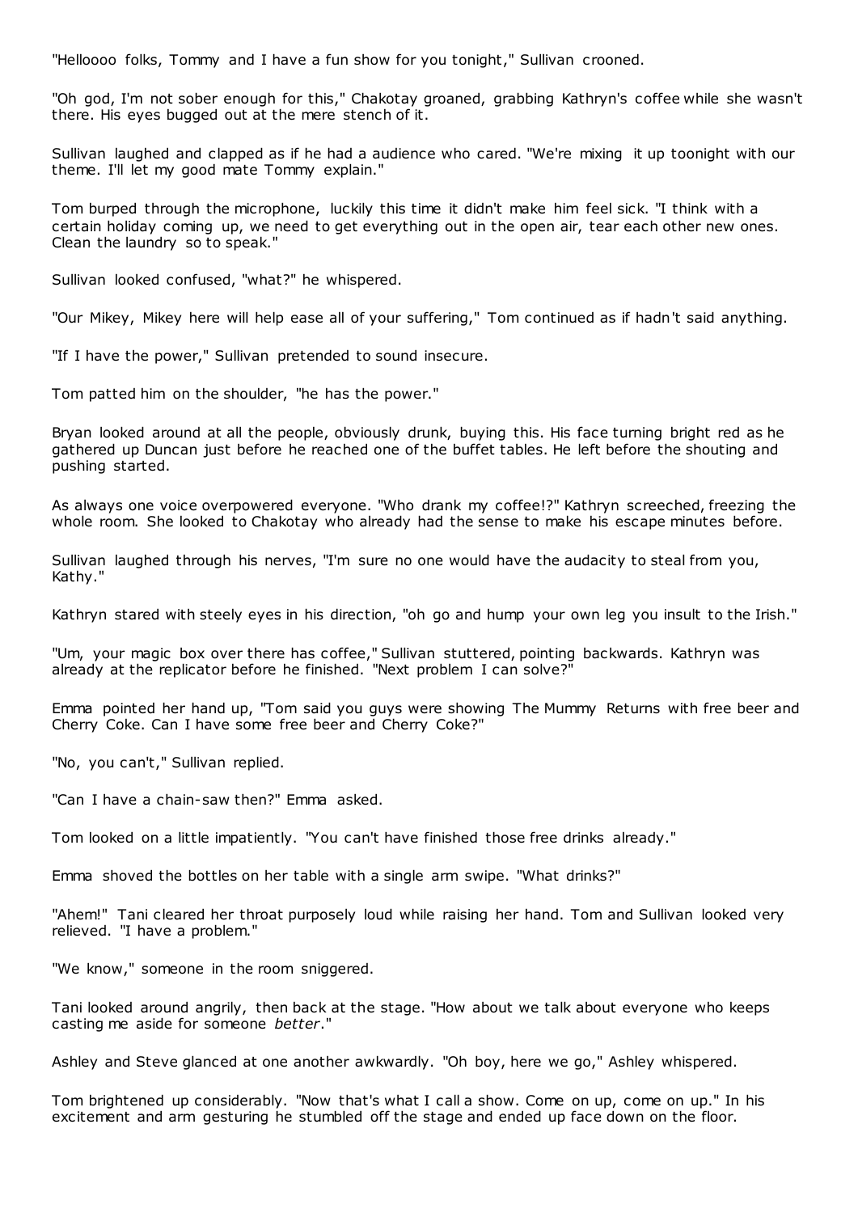"Helloooo folks, Tommy and I have a fun show for you tonight," Sullivan crooned.

"Oh god, I'm not sober enough for this," Chakotay groaned, grabbing Kathryn's coffee while she wasn't there. His eyes bugged out at the mere stench of it.

Sullivan laughed and clapped as if he had a audience who cared. "We're mixing it up toonight with our theme. I'll let my good mate Tommy explain."

Tom burped through the microphone, luckily this time it didn't make him feel sick. "I think with a certain holiday coming up, we need to get everything out in the open air, tear each other new ones. Clean the laundry so to speak."

Sullivan looked confused, "what?" he whispered.

"Our Mikey, Mikey here will help ease all of your suffering," Tom continued as if hadn't said anything.

"If I have the power," Sullivan pretended to sound insecure.

Tom patted him on the shoulder, "he has the power."

Bryan looked around at all the people, obviously drunk, buying this. His face turning bright red as he gathered up Duncan just before he reached one of the buffet tables. He left before the shouting and pushing started.

As always one voice overpowered everyone. "Who drank my coffee!?" Kathryn screeched, freezing the whole room. She looked to Chakotay who already had the sense to make his escape minutes before.

Sullivan laughed through his nerves, "I'm sure no one would have the audacity to steal from you, Kathy."

Kathryn stared with steely eyes in his direction, "oh go and hump your own leg you insult to the Irish."

"Um, your magic box over there has coffee," Sullivan stuttered, pointing backwards. Kathryn was already at the replicator before he finished. "Next problem I can solve?"

Emma pointed her hand up, "Tom said you guys were showing The Mummy Returns with free beer and Cherry Coke. Can I have some free beer and Cherry Coke?"

"No, you can't," Sullivan replied.

"Can I have a chain-saw then?" Emma asked.

Tom looked on a little impatiently. "You can't have finished those free drinks already."

Emma shoved the bottles on her table with a single arm swipe. "What drinks?"

"Ahem!" Tani cleared her throat purposely loud while raising her hand. Tom and Sullivan looked very relieved. "I have a problem."

"We know," someone in the room sniggered.

Tani looked around angrily, then back at the stage. "How about we talk about everyone who keeps casting me aside for someone *better*."

Ashley and Steve glanced at one another awkwardly. "Oh boy, here we go," Ashley whispered.

Tom brightened up considerably. "Now that's what I call a show. Come on up, come on up." In his excitement and arm gesturing he stumbled off the stage and ended up face down on the floor.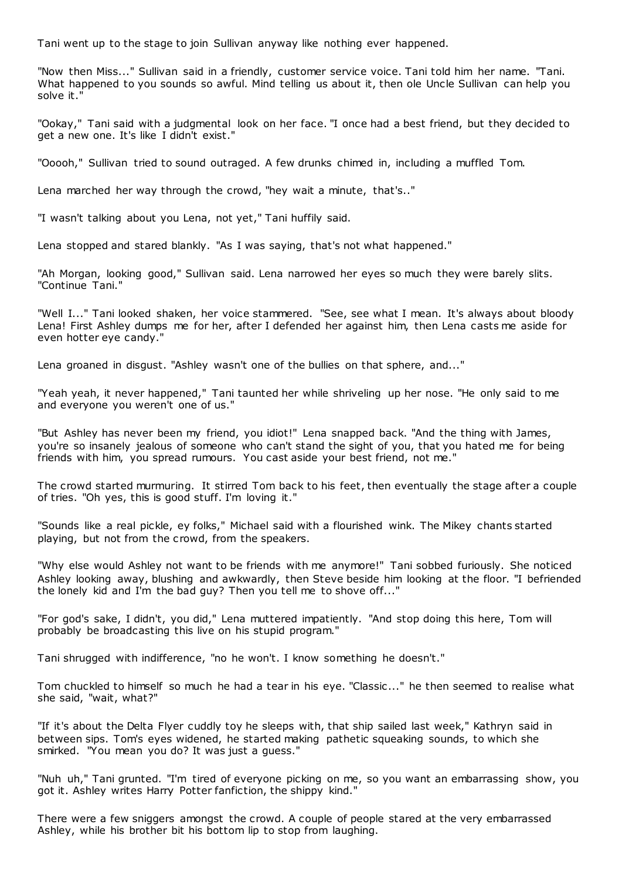Tani went up to the stage to join Sullivan anyway like nothing ever happened.

"Now then Miss..." Sullivan said in a friendly, customer service voice. Tani told him her name. "Tani. What happened to you sounds so awful. Mind telling us about it, then ole Uncle Sullivan can help you solve it."

"Ookay," Tani said with a judgmental look on her face. "I once had a best friend, but they decided to get a new one. It's like I didn't exist."

"Ooooh," Sullivan tried to sound outraged. A few drunks chimed in, including a muffled Tom.

Lena marched her way through the crowd, "hey wait a minute, that's.."

"I wasn't talking about you Lena, not yet," Tani huffily said.

Lena stopped and stared blankly. "As I was saying, that's not what happened."

"Ah Morgan, looking good," Sullivan said. Lena narrowed her eyes so much they were barely slits. "Continue Tani."

"Well I..." Tani looked shaken, her voice stammered. "See, see what I mean. It's always about bloody Lena! First Ashley dumps me for her, after I defended her against him, then Lena casts me aside for even hotter eye candy."

Lena groaned in disgust. "Ashley wasn't one of the bullies on that sphere, and..."

"Yeah yeah, it never happened," Tani taunted her while shriveling up her nose. "He only said to me and everyone you weren't one of us."

"But Ashley has never been my friend, you idiot!" Lena snapped back. "And the thing with James, you're so insanely jealous of someone who can't stand the sight of you, that you hated me for being friends with him, you spread rumours. You cast aside your best friend, not me."

The crowd started murmuring. It stirred Tom back to his feet, then eventually the stage after a couple of tries. "Oh yes, this is good stuff. I'm loving it."

"Sounds like a real pickle, ey folks," Michael said with a flourished wink. The Mikey chants started playing, but not from the crowd, from the speakers.

"Why else would Ashley not want to be friends with me anymore!" Tani sobbed furiously. She noticed Ashley looking away, blushing and awkwardly, then Steve beside him looking at the floor. "I befriended the lonely kid and I'm the bad guy? Then you tell me to shove off..."

"For god's sake, I didn't, you did," Lena muttered impatiently. "And stop doing this here, Tom will probably be broadcasting this live on his stupid program."

Tani shrugged with indifference, "no he won't. I know something he doesn't."

Tom chuckled to himself so much he had a tear in his eye. "Classic..." he then seemed to realise what she said, "wait, what?"

"If it's about the Delta Flyer cuddly toy he sleeps with, that ship sailed last week," Kathryn said in between sips. Tom's eyes widened, he started making pathetic squeaking sounds, to which she smirked. "You mean you do? It was just a guess."

"Nuh uh," Tani grunted. "I'm tired of everyone picking on me, so you want an embarrassing show, you got it. Ashley writes Harry Potter fanfiction, the shippy kind."

There were a few sniggers amongst the crowd. A couple of people stared at the very embarrassed Ashley, while his brother bit his bottom lip to stop from laughing.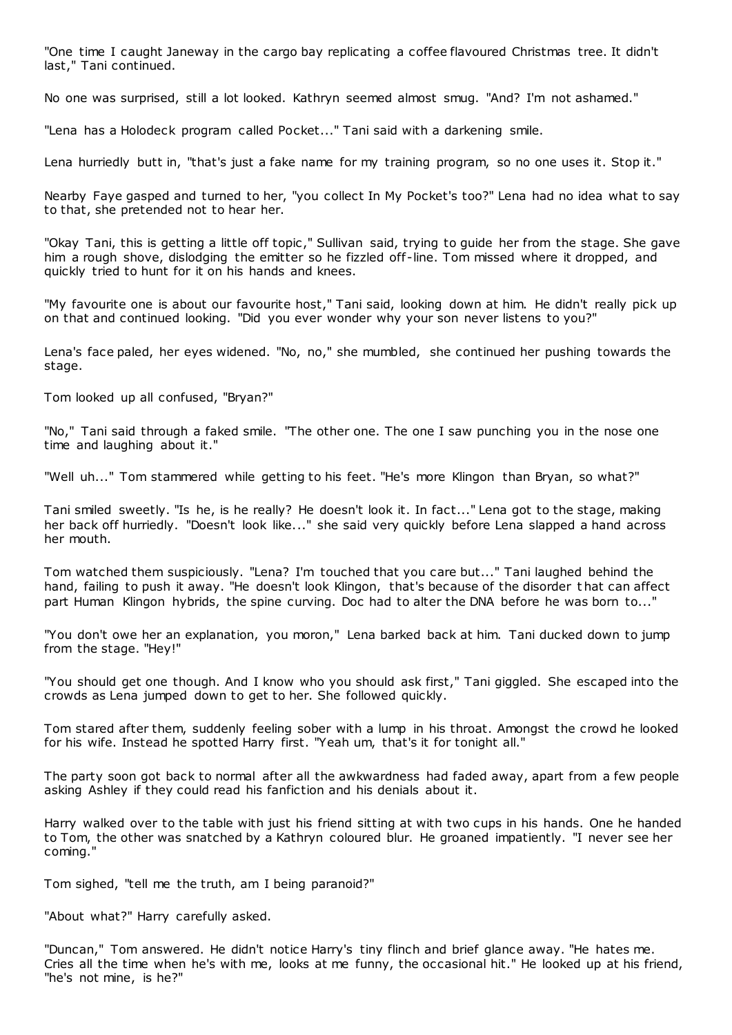"One time I caught Janeway in the cargo bay replicating a coffee flavoured Christmas tree. It didn't last," Tani continued.

No one was surprised, still a lot looked. Kathryn seemed almost smug. "And? I'm not ashamed."

"Lena has a Holodeck program called Pocket..." Tani said with a darkening smile.

Lena hurriedly butt in, "that's just a fake name for my training program, so no one uses it. Stop it."

Nearby Faye gasped and turned to her, "you collect In My Pocket's too?" Lena had no idea what to say to that, she pretended not to hear her.

"Okay Tani, this is getting a little off topic," Sullivan said, trying to guide her from the stage. She gave him a rough shove, dislodging the emitter so he fizzled off-line. Tom missed where it dropped, and quickly tried to hunt for it on his hands and knees.

"My favourite one is about our favourite host," Tani said, looking down at him. He didn't really pick up on that and continued looking. "Did you ever wonder why your son never listens to you?"

Lena's face paled, her eyes widened. "No, no," she mumbled, she continued her pushing towards the stage.

Tom looked up all confused, "Bryan?"

"No," Tani said through a faked smile. "The other one. The one I saw punching you in the nose one time and laughing about it."

"Well uh..." Tom stammered while getting to his feet. "He's more Klingon than Bryan, so what?"

Tani smiled sweetly. "Is he, is he really? He doesn't look it. In fact..." Lena got to the stage, making her back off hurriedly. "Doesn't look like..." she said very quickly before Lena slapped a hand across her mouth.

Tom watched them suspiciously. "Lena? I'm touched that you care but..." Tani laughed behind the hand, failing to push it away. "He doesn't look Klingon, that's because of the disorder that can affect part Human Klingon hybrids, the spine curving. Doc had to alter the DNA before he was born to..."

"You don't owe her an explanation, you moron," Lena barked back at him. Tani ducked down to jump from the stage. "Hey!"

"You should get one though. And I know who you should ask first," Tani giggled. She escaped into the crowds as Lena jumped down to get to her. She followed quickly.

Tom stared after them, suddenly feeling sober with a lump in his throat. Amongst the crowd he looked for his wife. Instead he spotted Harry first. "Yeah um, that's it for tonight all."

The party soon got back to normal after all the awkwardness had faded away, apart from a few people asking Ashley if they could read his fanfiction and his denials about it.

Harry walked over to the table with just his friend sitting at with two cups in his hands. One he handed to Tom, the other was snatched by a Kathryn coloured blur. He groaned impatiently. "I never see her coming."

Tom sighed, "tell me the truth, am I being paranoid?"

"About what?" Harry carefully asked.

"Duncan," Tom answered. He didn't notice Harry's tiny flinch and brief glance away. "He hates me. Cries all the time when he's with me, looks at me funny, the occasional hit." He looked up at his friend, "he's not mine, is he?"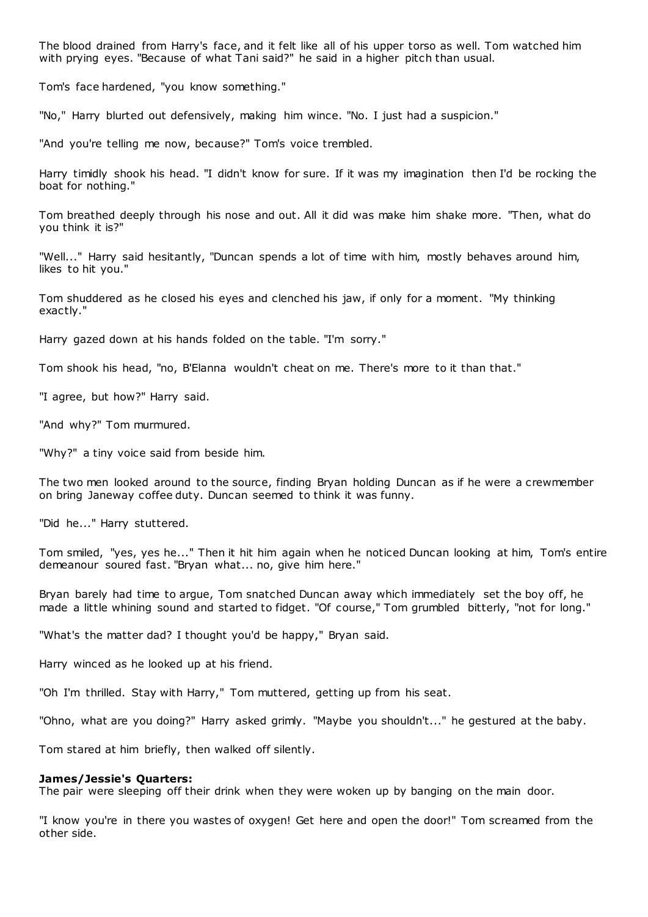The blood drained from Harry's face, and it felt like all of his upper torso as well. Tom watched him with prying eyes. "Because of what Tani said?" he said in a higher pitch than usual.

Tom's face hardened, "you know something."

"No," Harry blurted out defensively, making him wince. "No. I just had a suspicion."

"And you're telling me now, because?" Tom's voice trembled.

Harry timidly shook his head. "I didn't know for sure. If it was my imagination then I'd be rocking the boat for nothing."

Tom breathed deeply through his nose and out. All it did was make him shake more. "Then, what do you think it is?"

"Well..." Harry said hesitantly, "Duncan spends a lot of time with him, mostly behaves around him, likes to hit you."

Tom shuddered as he closed his eyes and clenched his jaw, if only for a moment. "My thinking exactly."

Harry gazed down at his hands folded on the table. "I'm sorry."

Tom shook his head, "no, B'Elanna wouldn't cheat on me. There's more to it than that."

"I agree, but how?" Harry said.

"And why?" Tom murmured.

"Why?" a tiny voice said from beside him.

The two men looked around to the source, finding Bryan holding Duncan as if he were a crewmember on bring Janeway coffee duty. Duncan seemed to think it was funny.

"Did he..." Harry stuttered.

Tom smiled, "yes, yes he..." Then it hit him again when he noticed Duncan looking at him, Tom's entire demeanour soured fast. "Bryan what... no, give him here."

Bryan barely had time to argue, Tom snatched Duncan away which immediately set the boy off, he made a little whining sound and started to fidget. "Of course," Tom grumbled bitterly, "not for long."

"What's the matter dad? I thought you'd be happy," Bryan said.

Harry winced as he looked up at his friend.

"Oh I'm thrilled. Stay with Harry," Tom muttered, getting up from his seat.

"Ohno, what are you doing?" Harry asked grimly. "Maybe you shouldn't..." he gestured at the baby.

Tom stared at him briefly, then walked off silently.

**James/Jessie's Quarters:**
The pair were sleeping off their drink when they were woken up by banging on the main door.

"I know you're in there you wastes of oxygen! Get here and open the door!" Tom screamed from the other side.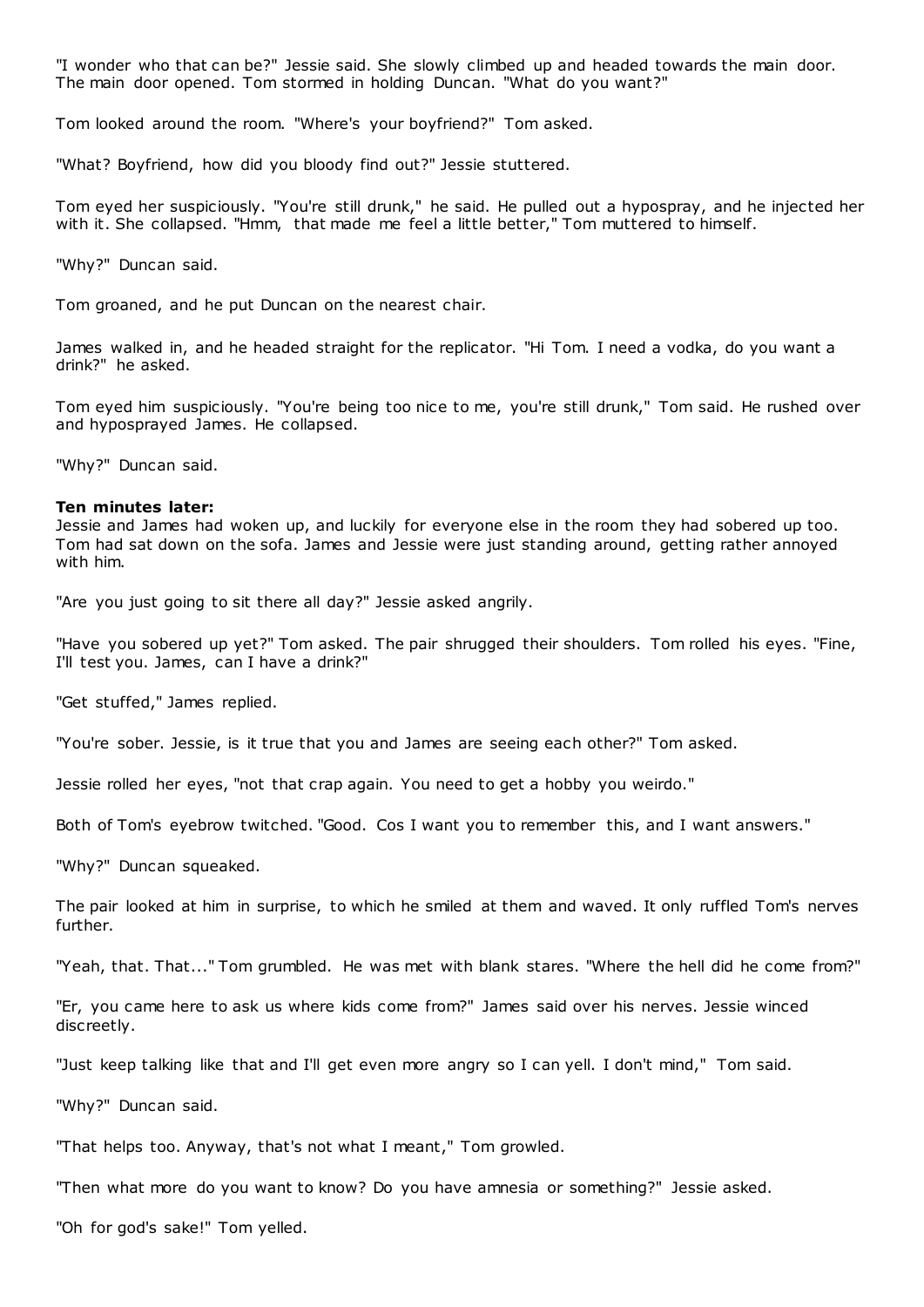"I wonder who that can be?" Jessie said. She slowly climbed up and headed towards the main door. The main door opened. Tom stormed in holding Duncan. "What do you want?"

Tom looked around the room. "Where's your boyfriend?" Tom asked.

"What? Boyfriend, how did you bloody find out?" Jessie stuttered.

Tom eyed her suspiciously. "You're still drunk," he said. He pulled out a hypospray, and he injected her with it. She collapsed. "Hmm, that made me feel a little better," Tom muttered to himself.

"Why?" Duncan said.

Tom groaned, and he put Duncan on the nearest chair.

James walked in, and he headed straight for the replicator. "Hi Tom. I need a vodka, do you want a drink?" he asked.

Tom eyed him suspiciously. "You're being too nice to me, you're still drunk," Tom said. He rushed over and hyposprayed James. He collapsed.

"Why?" Duncan said.

**Ten minutes later:**
Jessie and James had woken up, and luckily for everyone else in the room they had sobered up too. Tom had sat down on the sofa. James and Jessie were just standing around, getting rather annoyed with him.

"Are you just going to sit there all day?" Jessie asked angrily.

"Have you sobered up yet?" Tom asked. The pair shrugged their shoulders. Tom rolled his eyes. "Fine, I'll test you. James, can I have a drink?"

"Get stuffed," James replied.

"You're sober. Jessie, is it true that you and James are seeing each other?" Tom asked.

Jessie rolled her eyes, "not that crap again. You need to get a hobby you weirdo."

Both of Tom's eyebrow twitched. "Good. Cos I want you to remember this, and I want answers."

"Why?" Duncan squeaked.

The pair looked at him in surprise, to which he smiled at them and waved. It only ruffled Tom's nerves further.

"Yeah, that. That..." Tom grumbled. He was met with blank stares. "Where the hell did he come from?"

"Er, you came here to ask us where kids come from?" James said over his nerves. Jessie winced discreetly.

"Just keep talking like that and I'll get even more angry so I can yell. I don't mind," Tom said.

"Why?" Duncan said.

"That helps too. Anyway, that's not what I meant," Tom growled.

"Then what more do you want to know? Do you have amnesia or something?" Jessie asked.

"Oh for god's sake!" Tom yelled.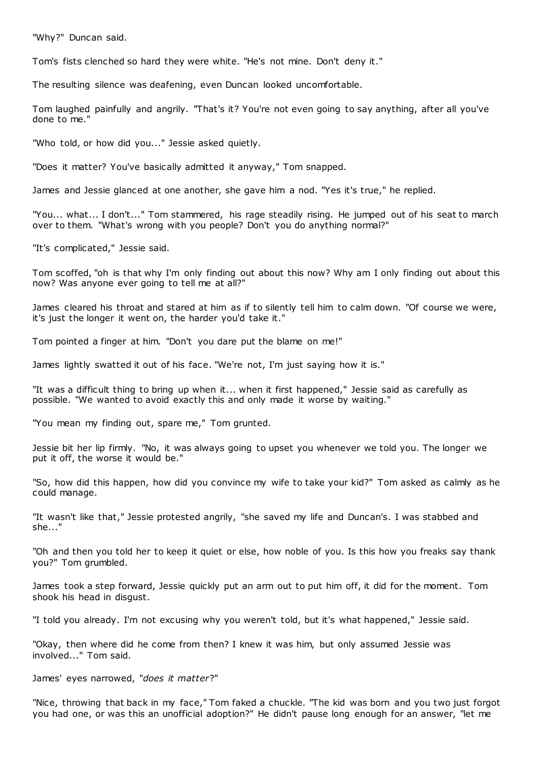"Why?" Duncan said.

Tom's fists clenched so hard they were white. "He's not mine. Don't deny it."

The resulting silence was deafening, even Duncan looked uncomfortable.

Tom laughed painfully and angrily. "That's it? You're not even going to say anything, after all you've done to me."

"Who told, or how did you..." Jessie asked quietly.

"Does it matter? You've basically admitted it anyway," Tom snapped.

James and Jessie glanced at one another, she gave him a nod. "Yes it's true," he replied.

"You... what... I don't..." Tom stammered, his rage steadily rising. He jumped out of his seat to march over to them. "What's wrong with you people? Don't you do anything normal?"

"It's complicated," Jessie said.

Tom scoffed, "oh is that why I'm only finding out about this now? Why am I only finding out about this now? Was anyone ever going to tell me at all?"

James cleared his throat and stared at him as if to silently tell him to calm down. "Of course we were, it's just the longer it went on, the harder you'd take it."

Tom pointed a finger at him. "Don't you dare put the blame on me!"

James lightly swatted it out of his face. "We're not, I'm just saying how it is."

"It was a difficult thing to bring up when it... when it first happened," Jessie said as carefully as possible. "We wanted to avoid exactly this and only made it worse by waiting."

"You mean my finding out, spare me," Tom grunted.

Jessie bit her lip firmly. "No, it was always going to upset you whenever we told you. The longer we put it off, the worse it would be."

"So, how did this happen, how did you convince my wife to take your kid?" Tom asked as calmly as he could manage.

"It wasn't like that," Jessie protested angrily, "she saved my life and Duncan's. I was stabbed and she..."

"Oh and then you told her to keep it quiet or else, how noble of you. Is this how you freaks say thank you?" Tom grumbled.

James took a step forward, Jessie quickly put an arm out to put him off, it did for the moment. Tom shook his head in disgust.

"I told you already. I'm not excusing why you weren't told, but it's what happened," Jessie said.

"Okay, then where did he come from then? I knew it was him, but only assumed Jessie was involved..." Tom said.

James' eyes narrowed, "*does it matter*?"

"Nice, throwing that back in my face," Tom faked a chuckle. "The kid was born and you two just forgot you had one, or was this an unofficial adoption?" He didn't pause long enough for an answer, "let me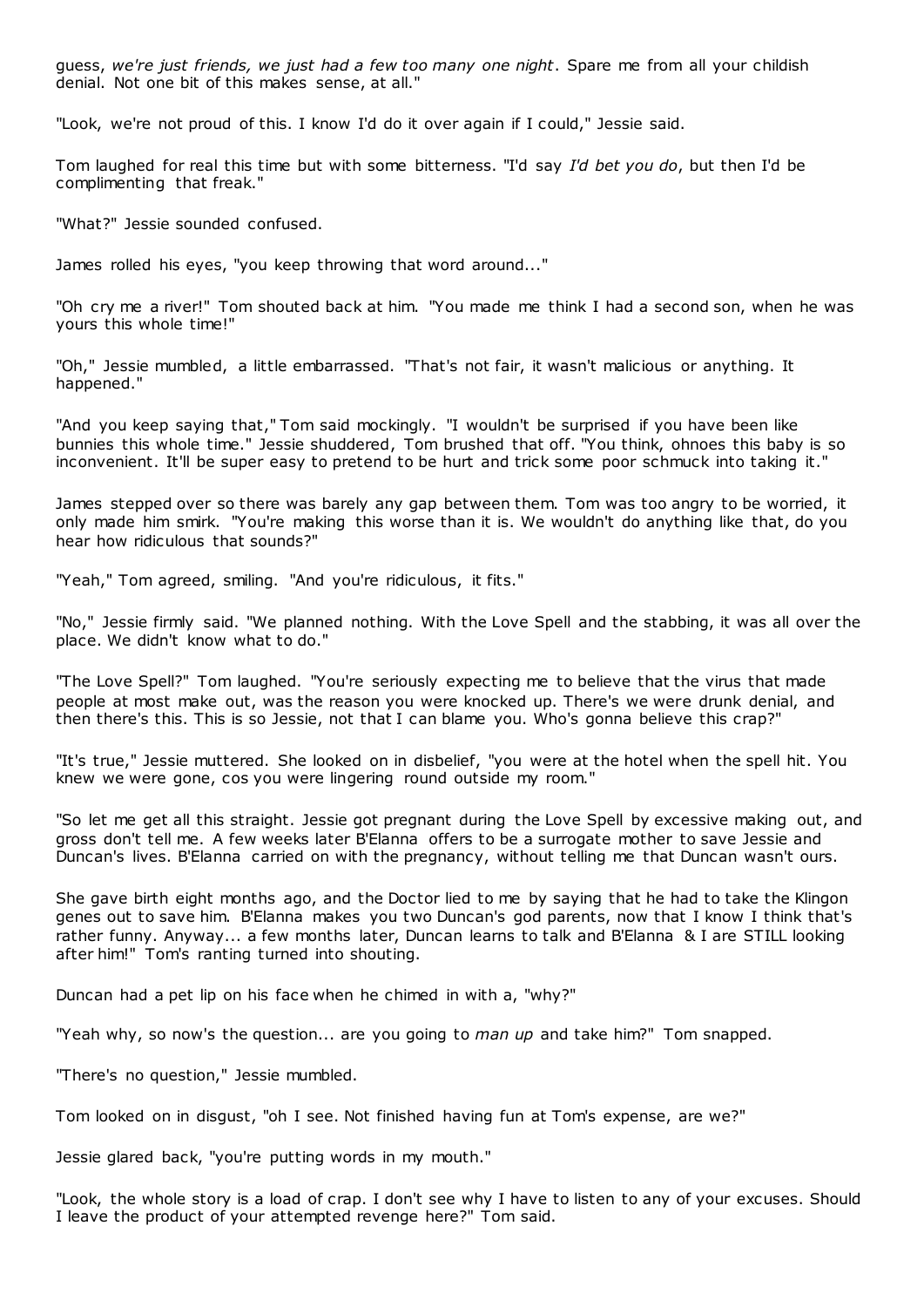guess, *we're just friends, we just had a few too many one night*. Spare me from all your childish denial. Not one bit of this makes sense, at all."

"Look, we're not proud of this. I know I'd do it over again if I could," Jessie said.

Tom laughed for real this time but with some bitterness. "I'd say *I'd bet you do*, but then I'd be complimenting that freak."

"What?" Jessie sounded confused.

James rolled his eyes, "you keep throwing that word around..."

"Oh cry me a river!" Tom shouted back at him. "You made me think I had a second son, when he was yours this whole time!"

"Oh," Jessie mumbled, a little embarrassed. "That's not fair, it wasn't malicious or anything. It happened."

"And you keep saying that," Tom said mockingly. "I wouldn't be surprised if you have been like bunnies this whole time." Jessie shuddered, Tom brushed that off. "You think, ohnoes this baby is so inconvenient. It'll be super easy to pretend to be hurt and trick some poor schmuck into taking it."

James stepped over so there was barely any gap between them. Tom was too angry to be worried, it only made him smirk. "You're making this worse than it is. We wouldn't do anything like that, do you hear how ridiculous that sounds?"

"Yeah," Tom agreed, smiling. "And you're ridiculous, it fits."

"No," Jessie firmly said. "We planned nothing. With the Love Spell and the stabbing, it was all over the place. We didn't know what to do."

"The Love Spell?" Tom laughed. "You're seriously expecting me to believe that the virus that made people at most make out, was the reason you were knocked up. There's we were drunk denial, and then there's this. This is so Jessie, not that I can blame you. Who's gonna believe this crap?"

"It's true," Jessie muttered. She looked on in disbelief, "you were at the hotel when the spell hit. You knew we were gone, cos you were lingering round outside my room."

"So let me get all this straight. Jessie got pregnant during the Love Spell by excessive making out, and gross don't tell me. A few weeks later B'Elanna offers to be a surrogate mother to save Jessie and Duncan's lives. B'Elanna carried on with the pregnancy, without telling me that Duncan wasn't ours.

She gave birth eight months ago, and the Doctor lied to me by saying that he had to take the Klingon genes out to save him. B'Elanna makes you two Duncan's god parents, now that I know I think that's rather funny. Anyway... a few months later, Duncan learns to talk and B'Elanna & I are STILL looking after him!" Tom's ranting turned into shouting.

Duncan had a pet lip on his face when he chimed in with a, "why?"

"Yeah why, so now's the question... are you going to *man up* and take him?" Tom snapped.

"There's no question," Jessie mumbled.

Tom looked on in disgust, "oh I see. Not finished having fun at Tom's expense, are we?"

Jessie glared back, "you're putting words in my mouth."

"Look, the whole story is a load of crap. I don't see why I have to listen to any of your excuses. Should I leave the product of your attempted revenge here?" Tom said.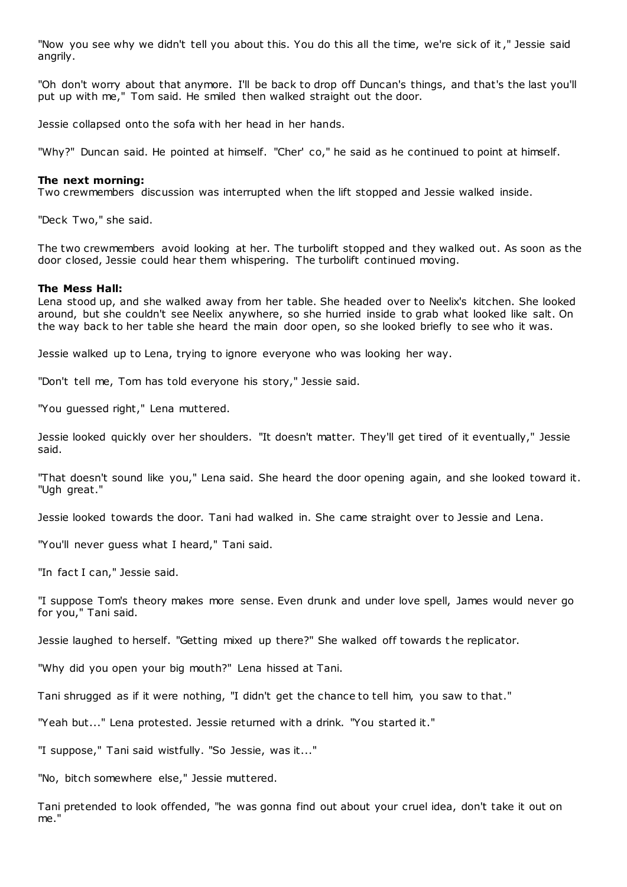"Now you see why we didn't tell you about this. You do this all the time, we're sick of it," Jessie said angrily.

"Oh don't worry about that anymore. I'll be back to drop off Duncan's things, and that's the last you'll put up with me," Tom said. He smiled then walked straight out the door.

Jessie collapsed onto the sofa with her head in her hands.

"Why?" Duncan said. He pointed at himself. "Cher' co," he said as he continued to point at himself.

**The next morning:**
Two crewmembers discussion was interrupted when the lift stopped and Jessie walked inside.

"Deck Two," she said.

The two crewmembers avoid looking at her. The turbolift stopped and they walked out. As soon as the door closed, Jessie could hear them whispering. The turbolift continued moving.

**The Mess Hall:**
Lena stood up, and she walked away from her table. She headed over to Neelix's kitchen. She looked around, but she couldn't see Neelix anywhere, so she hurried inside to grab what looked like salt. On the way back to her table she heard the main door open, so she looked briefly to see who it was.

Jessie walked up to Lena, trying to ignore everyone who was looking her way.

"Don't tell me, Tom has told everyone his story," Jessie said.

"You guessed right," Lena muttered.

Jessie looked quickly over her shoulders. "It doesn't matter. They'll get tired of it eventually," Jessie said.

"That doesn't sound like you," Lena said. She heard the door opening again, and she looked toward it. "Ugh great."

Jessie looked towards the door. Tani had walked in. She came straight over to Jessie and Lena.

"You'll never guess what I heard," Tani said.

"In fact I can," Jessie said.

"I suppose Tom's theory makes more sense. Even drunk and under love spell, James would never go for you," Tani said.

Jessie laughed to herself. "Getting mixed up there?" She walked off towards the replicator.

"Why did you open your big mouth?" Lena hissed at Tani.

Tani shrugged as if it were nothing, "I didn't get the chance to tell him, you saw to that."

"Yeah but..." Lena protested. Jessie returned with a drink. "You started it."

"I suppose," Tani said wistfully. "So Jessie, was it..."

"No, bitch somewhere else," Jessie muttered.

Tani pretended to look offended, "he was gonna find out about your cruel idea, don't take it out on me."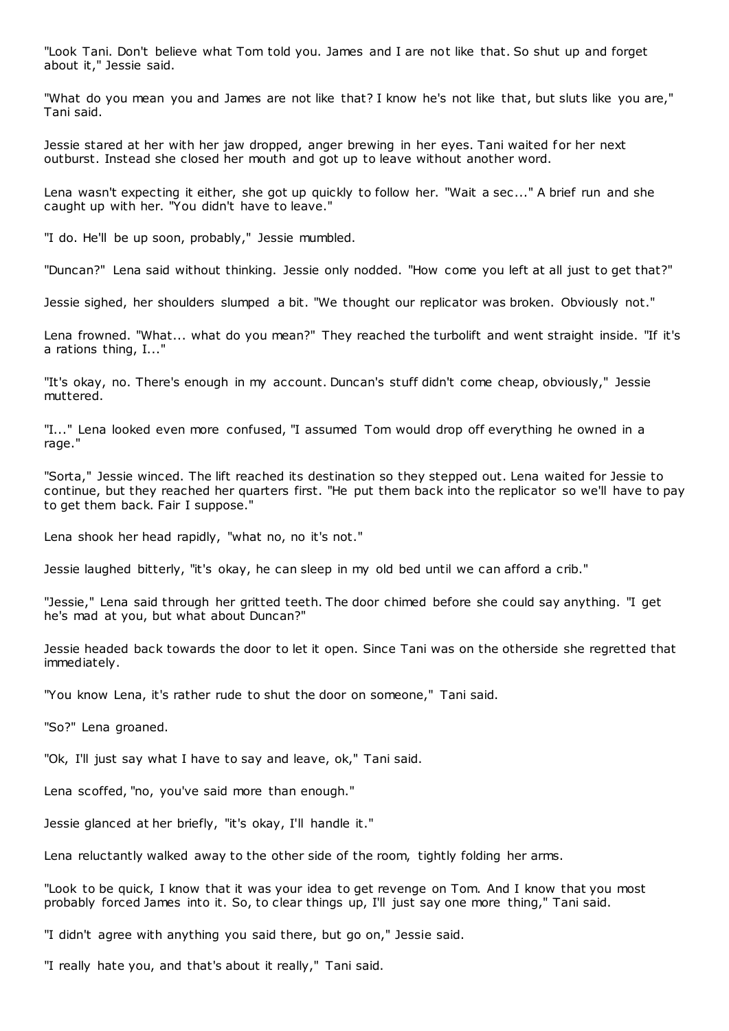"Look Tani. Don't believe what Tom told you. James and I are not like that. So shut up and forget about it," Jessie said.

"What do you mean you and James are not like that? I know he's not like that, but sluts like you are," Tani said.

Jessie stared at her with her jaw dropped, anger brewing in her eyes. Tani waited for her next outburst. Instead she closed her mouth and got up to leave without another word.

Lena wasn't expecting it either, she got up quickly to follow her. "Wait a sec..." A brief run and she caught up with her. "You didn't have to leave."

"I do. He'll be up soon, probably," Jessie mumbled.

"Duncan?" Lena said without thinking. Jessie only nodded. "How come you left at all just to get that?"

Jessie sighed, her shoulders slumped a bit. "We thought our replicator was broken. Obviously not."

Lena frowned. "What... what do you mean?" They reached the turbolift and went straight inside. "If it's a rations thing, I..."

"It's okay, no. There's enough in my account. Duncan's stuff didn't come cheap, obviously," Jessie muttered.

"I..." Lena looked even more confused, "I assumed Tom would drop off everything he owned in a rage."

"Sorta," Jessie winced. The lift reached its destination so they stepped out. Lena waited for Jessie to continue, but they reached her quarters first. "He put them back into the replicator so we'll have to pay to get them back. Fair I suppose."

Lena shook her head rapidly, "what no, no it's not."

Jessie laughed bitterly, "it's okay, he can sleep in my old bed until we can afford a crib."

"Jessie," Lena said through her gritted teeth. The door chimed before she could say anything. "I get he's mad at you, but what about Duncan?"

Jessie headed back towards the door to let it open. Since Tani was on the otherside she regretted that immediately.

"You know Lena, it's rather rude to shut the door on someone," Tani said.

"So?" Lena groaned.

"Ok, I'll just say what I have to say and leave, ok," Tani said.

Lena scoffed, "no, you've said more than enough."

Jessie glanced at her briefly, "it's okay, I'll handle it."

Lena reluctantly walked away to the other side of the room, tightly folding her arms.

"Look to be quick, I know that it was your idea to get revenge on Tom. And I know that you most probably forced James into it. So, to clear things up, I'll just say one more thing," Tani said.

"I didn't agree with anything you said there, but go on," Jessie said.

"I really hate you, and that's about it really," Tani said.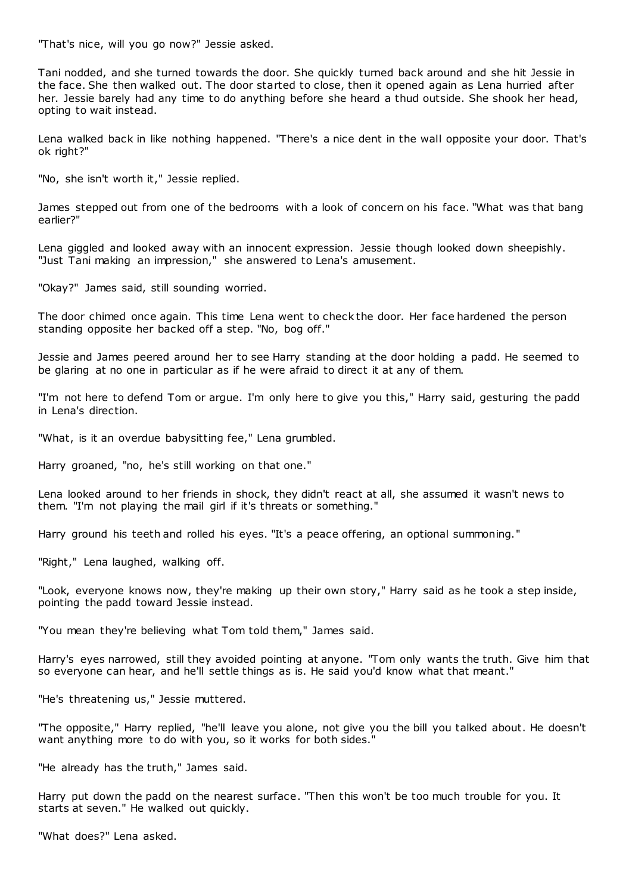"That's nice, will you go now?" Jessie asked.

Tani nodded, and she turned towards the door. She quickly turned back around and she hit Jessie in the face. She then walked out. The door started to close, then it opened again as Lena hurried after her. Jessie barely had any time to do anything before she heard a thud outside. She shook her head, opting to wait instead.

Lena walked back in like nothing happened. "There's a nice dent in the wall opposite your door. That's ok right?"

"No, she isn't worth it," Jessie replied.

James stepped out from one of the bedrooms with a look of concern on his face. "What was that bang earlier?"

Lena giggled and looked away with an innocent expression. Jessie though looked down sheepishly. "Just Tani making an impression," she answered to Lena's amusement.

"Okay?" James said, still sounding worried.

The door chimed once again. This time Lena went to check the door. Her face hardened the person standing opposite her backed off a step. "No, bog off."

Jessie and James peered around her to see Harry standing at the door holding a padd. He seemed to be glaring at no one in particular as if he were afraid to direct it at any of them.

"I'm not here to defend Tom or argue. I'm only here to give you this," Harry said, gesturing the padd in Lena's direction.

"What, is it an overdue babysitting fee," Lena grumbled.

Harry groaned, "no, he's still working on that one."

Lena looked around to her friends in shock, they didn't react at all, she assumed it wasn't news to them. "I'm not playing the mail girl if it's threats or something."

Harry ground his teeth and rolled his eyes. "It's a peace offering, an optional summoning."

"Right," Lena laughed, walking off.

"Look, everyone knows now, they're making up their own story," Harry said as he took a step inside, pointing the padd toward Jessie instead.

"You mean they're believing what Tom told them," James said.

Harry's eyes narrowed, still they avoided pointing at anyone. "Tom only wants the truth. Give him that so everyone can hear, and he'll settle things as is. He said you'd know what that meant."

"He's threatening us," Jessie muttered.

"The opposite," Harry replied, "he'll leave you alone, not give you the bill you talked about. He doesn't want anything more to do with you, so it works for both sides."

"He already has the truth," James said.

Harry put down the padd on the nearest surface. "Then this won't be too much trouble for you. It starts at seven." He walked out quickly.

"What does?" Lena asked.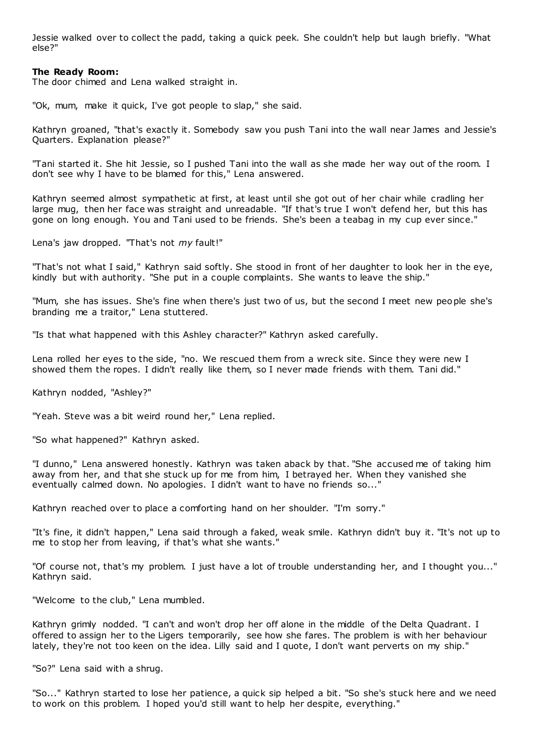Jessie walked over to collect the padd, taking a quick peek. She couldn't help but laugh briefly. "What else?"

**The Ready Room:**
The door chimed and Lena walked straight in.

"Ok, mum, make it quick, I've got people to slap," she said.

Kathryn groaned, "that's exactly it. Somebody saw you push Tani into the wall near James and Jessie's Quarters. Explanation please?"

"Tani started it. She hit Jessie, so I pushed Tani into the wall as she made her way out of the room. I don't see why I have to be blamed for this," Lena answered.

Kathryn seemed almost sympathetic at first, at least until she got out of her chair while cradling her large mug, then her face was straight and unreadable. "If that's true I won't defend her, but this has gone on long enough. You and Tani used to be friends. She's been a teabag in my cup ever since."

Lena's jaw dropped. "That's not *my* fault!"

"That's not what I said," Kathryn said softly. She stood in front of her daughter to look her in the eye, kindly but with authority. "She put in a couple complaints. She wants to leave the ship."

"Mum, she has issues. She's fine when there's just two of us, but the second I meet new people she's branding me a traitor," Lena stuttered.

"Is that what happened with this Ashley character?" Kathryn asked carefully.

Lena rolled her eyes to the side, "no. We rescued them from a wreck site. Since they were new I showed them the ropes. I didn't really like them, so I never made friends with them. Tani did."

Kathryn nodded, "Ashley?"

"Yeah. Steve was a bit weird round her," Lena replied.

"So what happened?" Kathryn asked.

"I dunno," Lena answered honestly. Kathryn was taken aback by that. "She accused me of taking him away from her, and that she stuck up for me from him, I betrayed her. When they vanished she eventually calmed down. No apologies. I didn't want to have no friends so..."

Kathryn reached over to place a comforting hand on her shoulder. "I'm sorry."

"It's fine, it didn't happen," Lena said through a faked, weak smile. Kathryn didn't buy it. "It's not up to me to stop her from leaving, if that's what she wants."

"Of course not, that's my problem. I just have a lot of trouble understanding her, and I thought you..." Kathryn said.

"Welcome to the club," Lena mumbled.

Kathryn grimly nodded. "I can't and won't drop her off alone in the middle of the Delta Quadrant. I offered to assign her to the Ligers temporarily, see how she fares. The problem is with her behaviour lately, they're not too keen on the idea. Lilly said and I quote, I don't want perverts on my ship."

"So?" Lena said with a shrug.

"So..." Kathryn started to lose her patience, a quick sip helped a bit. "So she's stuck here and we need to work on this problem. I hoped you'd still want to help her despite, everything."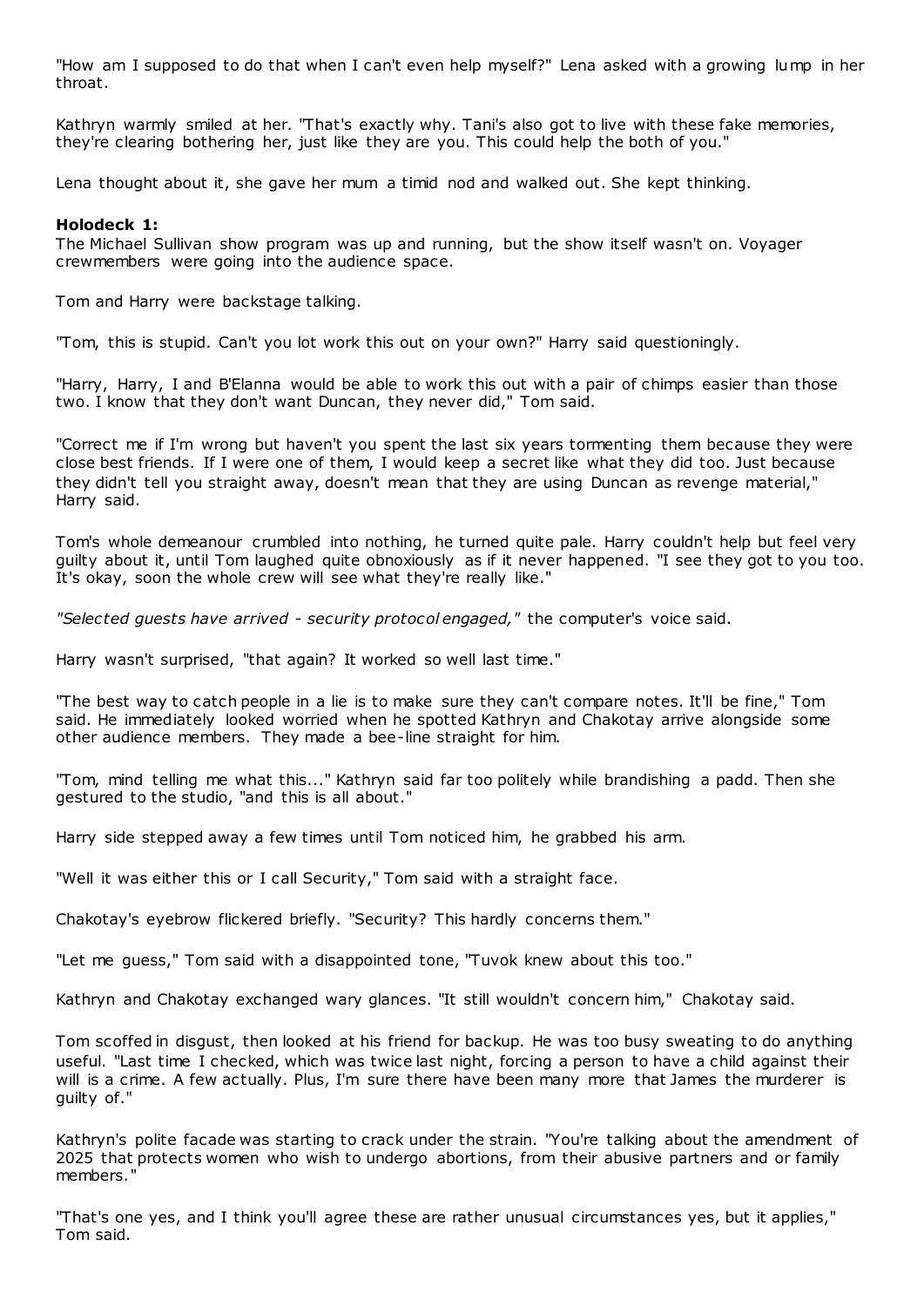"How am I supposed to do that when I can't even help myself?" Lena asked with a growing lump in her throat.

Kathryn warmly smiled at her. "That's exactly why. Tani's also got to live with these fake memories, they're clearing bothering her, just like they are you. This could help the both of you."

Lena thought about it, she gave her mum a timid nod and walked out. She kept thinking.

**Holodeck 1:**
The Michael Sullivan show program was up and running, but the show itself wasn't on. Voyager crewmembers were going into the audience space.

Tom and Harry were backstage talking.

"Tom, this is stupid. Can't you lot work this out on your own?" Harry said questioningly.

"Harry, Harry, I and B'Elanna would be able to work this out with a pair of chimps easier than those two. I know that they don't want Duncan, they never did," Tom said.

"Correct me if I'm wrong but haven't you spent the last six years tormenting them because they were close best friends. If I were one of them, I would keep a secret like what they did too. Just because they didn't tell you straight away, doesn't mean that they are using Duncan as revenge material," Harry said.

Tom's whole demeanour crumbled into nothing, he turned quite pale. Harry couldn't help but feel very guilty about it, until Tom laughed quite obnoxiously as if it never happened. "I see they got to you too. It's okay, soon the whole crew will see what they're really like."

*"Selected guests have arrived - security protocol engaged,"* the computer's voice said.

Harry wasn't surprised, "that again? It worked so well last time."

"The best way to catch people in a lie is to make sure they can't compare notes. It'll be fine," Tom said. He immediately looked worried when he spotted Kathryn and Chakotay arrive alongside some other audience members. They made a bee-line straight for him.

"Tom, mind telling me what this..." Kathryn said far too politely while brandishing a padd. Then she gestured to the studio, "and this is all about."

Harry side stepped away a few times until Tom noticed him, he grabbed his arm.

"Well it was either this or I call Security," Tom said with a straight face.

Chakotay's eyebrow flickered briefly. "Security? This hardly concerns them."

"Let me guess," Tom said with a disappointed tone, "Tuvok knew about this too."

Kathryn and Chakotay exchanged wary glances. "It still wouldn't concern him," Chakotay said.

Tom scoffed in disgust, then looked at his friend for backup. He was too busy sweating to do anything useful. "Last time I checked, which was twice last night, forcing a person to have a child against their will is a crime. A few actually. Plus, I'm sure there have been many more that James the murderer is guilty of."

Kathryn's polite facade was starting to crack under the strain. "You're talking about the amendment of 2025 that protects women who wish to undergo abortions, from their abusive partners and or family members."

"That's one yes, and I think you'll agree these are rather unusual circumstances yes, but it applies," Tom said.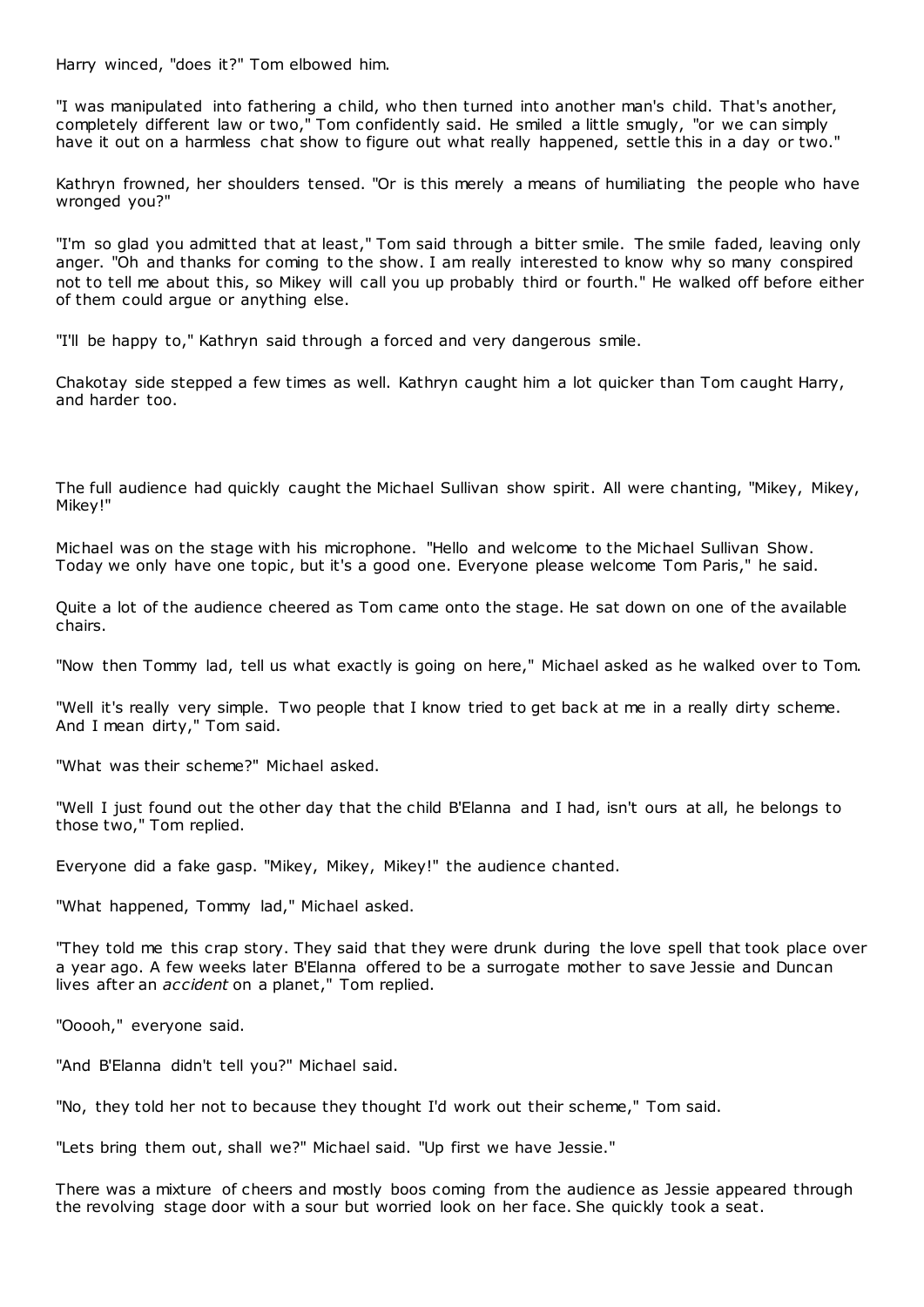Harry winced, "does it?" Tom elbowed him.

"I was manipulated into fathering a child, who then turned into another man's child. That's another, completely different law or two," Tom confidently said. He smiled a little smugly, "or we can simply have it out on a harmless chat show to figure out what really happened, settle this in a day or two."

Kathryn frowned, her shoulders tensed. "Or is this merely a means of humiliating the people who have wronged you?"

"I'm so glad you admitted that at least," Tom said through a bitter smile. The smile faded, leaving only anger. "Oh and thanks for coming to the show. I am really interested to know why so many conspired not to tell me about this, so Mikey will call you up probably third or fourth." He walked off before either of them could argue or anything else.

"I'll be happy to," Kathryn said through a forced and very dangerous smile.

Chakotay side stepped a few times as well. Kathryn caught him a lot quicker than Tom caught Harry, and harder too.

The full audience had quickly caught the Michael Sullivan show spirit. All were chanting, "Mikey, Mikey, Mikey!"

Michael was on the stage with his microphone. "Hello and welcome to the Michael Sullivan Show. Today we only have one topic, but it's a good one. Everyone please welcome Tom Paris," he said.

Quite a lot of the audience cheered as Tom came onto the stage. He sat down on one of the available chairs.

"Now then Tommy lad, tell us what exactly is going on here," Michael asked as he walked over to Tom.

"Well it's really very simple. Two people that I know tried to get back at me in a really dirty scheme. And I mean dirty," Tom said.

"What was their scheme?" Michael asked.

"Well I just found out the other day that the child B'Elanna and I had, isn't ours at all, he belongs to those two," Tom replied.

Everyone did a fake gasp. "Mikey, Mikey, Mikey!" the audience chanted.

"What happened, Tommy lad," Michael asked.

"They told me this crap story. They said that they were drunk during the love spell that took place over a year ago. A few weeks later B'Elanna offered to be a surrogate mother to save Jessie and Duncan lives after an *accident* on a planet," Tom replied.

"Ooooh," everyone said.

"And B'Elanna didn't tell you?" Michael said.

"No, they told her not to because they thought I'd work out their scheme," Tom said.

"Lets bring them out, shall we?" Michael said. "Up first we have Jessie."

There was a mixture of cheers and mostly boos coming from the audience as Jessie appeared through the revolving stage door with a sour but worried look on her face. She quickly took a seat.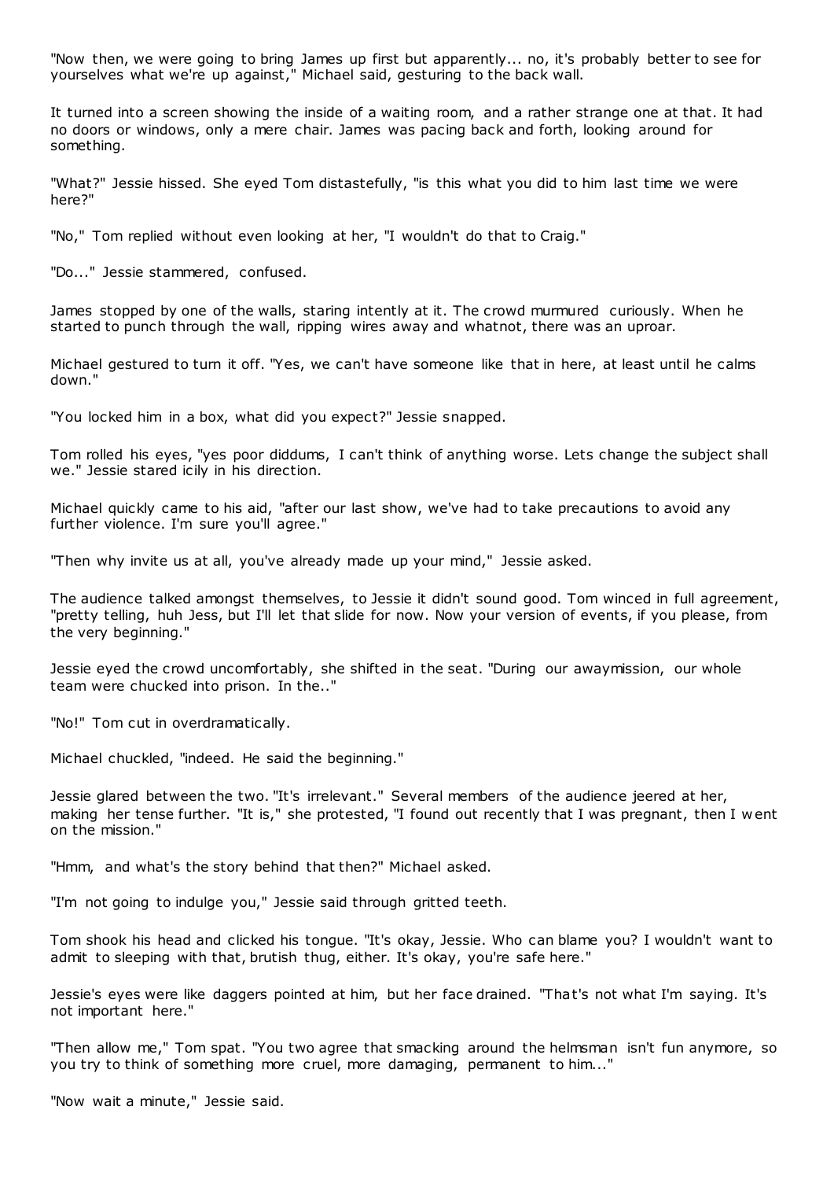"Now then, we were going to bring James up first but apparently... no, it's probably better to see for yourselves what we're up against," Michael said, gesturing to the back wall.

It turned into a screen showing the inside of a waiting room, and a rather strange one at that. It had no doors or windows, only a mere chair. James was pacing back and forth, looking around for something.

"What?" Jessie hissed. She eyed Tom distastefully, "is this what you did to him last time we were here?"

"No," Tom replied without even looking at her, "I wouldn't do that to Craig."

"Do..." Jessie stammered, confused.

James stopped by one of the walls, staring intently at it. The crowd murmured curiously. When he started to punch through the wall, ripping wires away and whatnot, there was an uproar.

Michael gestured to turn it off. "Yes, we can't have someone like that in here, at least until he calms down."

"You locked him in a box, what did you expect?" Jessie snapped.

Tom rolled his eyes, "yes poor diddums, I can't think of anything worse. Lets change the subject shall we." Jessie stared icily in his direction.

Michael quickly came to his aid, "after our last show, we've had to take precautions to avoid any further violence. I'm sure you'll agree."

"Then why invite us at all, you've already made up your mind," Jessie asked.

The audience talked amongst themselves, to Jessie it didn't sound good. Tom winced in full agreement, "pretty telling, huh Jess, but I'll let that slide for now. Now your version of events, if you please, from the very beginning."

Jessie eyed the crowd uncomfortably, she shifted in the seat. "During our awaymission, our whole team were chucked into prison. In the.."

"No!" Tom cut in overdramatically.

Michael chuckled, "indeed. He said the beginning."

Jessie glared between the two. "It's irrelevant." Several members of the audience jeered at her, making her tense further. "It is," she protested, "I found out recently that I was pregnant, then I went on the mission."

"Hmm, and what's the story behind that then?" Michael asked.

"I'm not going to indulge you," Jessie said through gritted teeth.

Tom shook his head and clicked his tongue. "It's okay, Jessie. Who can blame you? I wouldn't want to admit to sleeping with that, brutish thug, either. It's okay, you're safe here."

Jessie's eyes were like daggers pointed at him, but her face drained. "That's not what I'm saying. It's not important here."

"Then allow me," Tom spat. "You two agree that smacking around the helmsman isn't fun anymore, so you try to think of something more cruel, more damaging, permanent to him..."

"Now wait a minute," Jessie said.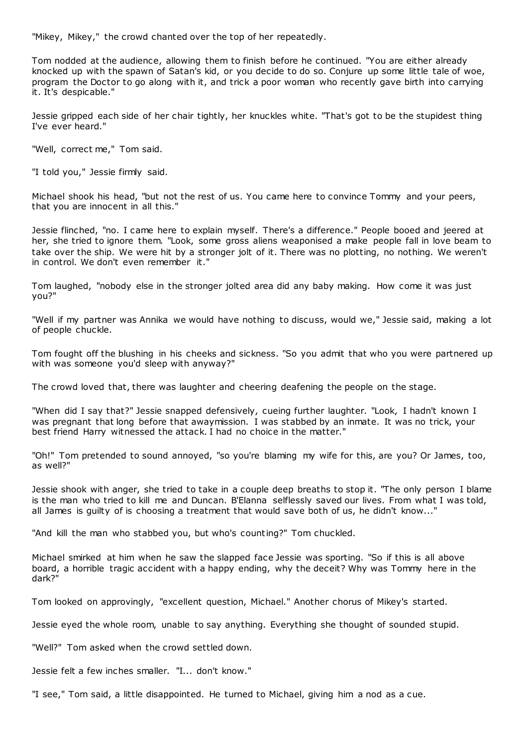"Mikey, Mikey," the crowd chanted over the top of her repeatedly.

Tom nodded at the audience, allowing them to finish before he continued. "You are either already knocked up with the spawn of Satan's kid, or you decide to do so. Conjure up some little tale of woe, program the Doctor to go along with it, and trick a poor woman who recently gave birth into carrying it. It's despicable."

Jessie gripped each side of her chair tightly, her knuckles white. "That's got to be the stupidest thing I've ever heard."

"Well, correct me," Tom said.

"I told you," Jessie firmly said.

Michael shook his head, "but not the rest of us. You came here to convince Tommy and your peers, that you are innocent in all this."

Jessie flinched, "no. I came here to explain myself. There's a difference." People booed and jeered at her, she tried to ignore them. "Look, some gross aliens weaponised a make people fall in love beam to take over the ship. We were hit by a stronger jolt of it. There was no plotting, no nothing. We weren't in control. We don't even remember it."

Tom laughed, "nobody else in the stronger jolted area did any baby making. How come it was just you?"

"Well if my partner was Annika we would have nothing to discuss, would we," Jessie said, making a lot of people chuckle.

Tom fought off the blushing in his cheeks and sickness. "So you admit that who you were partnered up with was someone you'd sleep with anyway?"

The crowd loved that, there was laughter and cheering deafening the people on the stage.

"When did I say that?" Jessie snapped defensively, cueing further laughter. "Look, I hadn't known I was pregnant that long before that awaymission. I was stabbed by an inmate. It was no trick, your best friend Harry witnessed the attack. I had no choice in the matter."

"Oh!" Tom pretended to sound annoyed, "so you're blaming my wife for this, are you? Or James, too, as well?"

Jessie shook with anger, she tried to take in a couple deep breaths to stop it. "The only person I blame is the man who tried to kill me and Duncan. B'Elanna selflessly saved our lives. From what I was told, all James is guilty of is choosing a treatment that would save both of us, he didn't know..."

"And kill the man who stabbed you, but who's counting?" Tom chuckled.

Michael smirked at him when he saw the slapped face Jessie was sporting. "So if this is all above board, a horrible tragic accident with a happy ending, why the deceit? Why was Tommy here in the dark?"

Tom looked on approvingly, "excellent question, Michael." Another chorus of Mikey's started.

Jessie eyed the whole room, unable to say anything. Everything she thought of sounded stupid.

"Well?" Tom asked when the crowd settled down.

Jessie felt a few inches smaller. "I... don't know."

"I see," Tom said, a little disappointed. He turned to Michael, giving him a nod as a cue.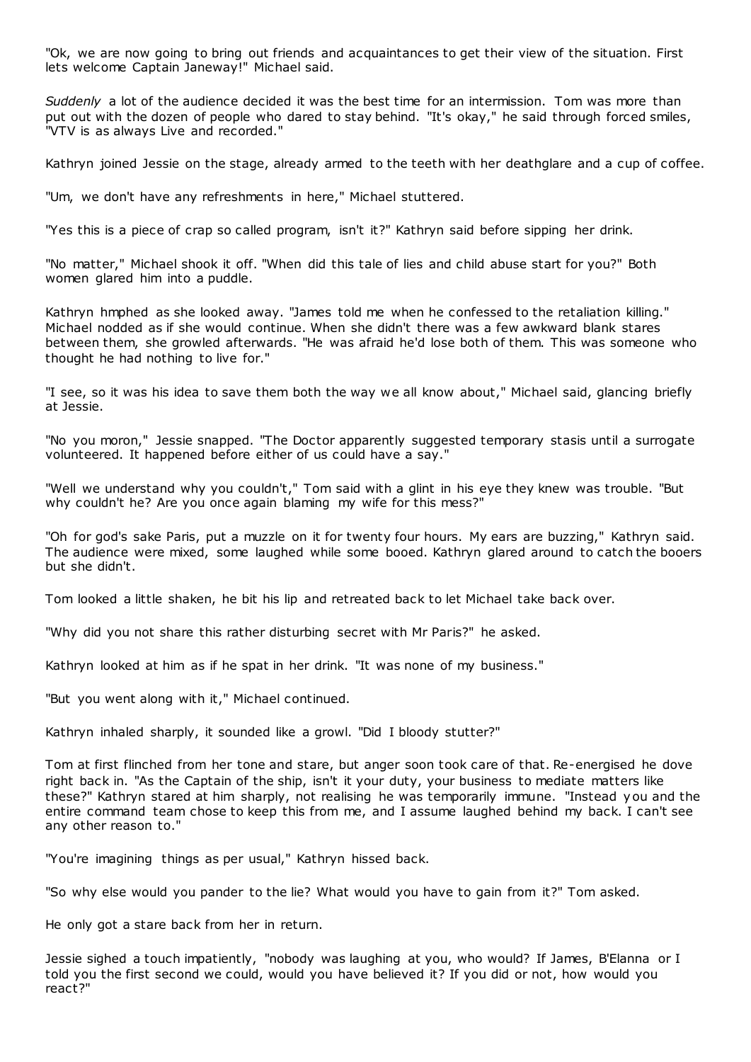"Ok, we are now going to bring out friends and acquaintances to get their view of the situation. First lets welcome Captain Janeway!" Michael said.

*Suddenly* a lot of the audience decided it was the best time for an intermission. Tom was more than put out with the dozen of people who dared to stay behind. "It's okay," he said through forced smiles, "VTV is as always Live and recorded."

Kathryn joined Jessie on the stage, already armed to the teeth with her deathglare and a cup of coffee.

"Um, we don't have any refreshments in here," Michael stuttered.

"Yes this is a piece of crap so called program, isn't it?" Kathryn said before sipping her drink.

"No matter," Michael shook it off. "When did this tale of lies and child abuse start for you?" Both women glared him into a puddle.

Kathryn hmphed as she looked away. "James told me when he confessed to the retaliation killing." Michael nodded as if she would continue. When she didn't there was a few awkward blank stares between them, she growled afterwards. "He was afraid he'd lose both of them. This was someone who thought he had nothing to live for."

"I see, so it was his idea to save them both the way we all know about," Michael said, glancing briefly at Jessie.

"No you moron," Jessie snapped. "The Doctor apparently suggested temporary stasis until a surrogate volunteered. It happened before either of us could have a say."

"Well we understand why you couldn't," Tom said with a glint in his eye they knew was trouble. "But why couldn't he? Are you once again blaming my wife for this mess?"

"Oh for god's sake Paris, put a muzzle on it for twenty four hours. My ears are buzzing," Kathryn said. The audience were mixed, some laughed while some booed. Kathryn glared around to catch the booers but she didn't.

Tom looked a little shaken, he bit his lip and retreated back to let Michael take back over.

"Why did you not share this rather disturbing secret with Mr Paris?" he asked.

Kathryn looked at him as if he spat in her drink. "It was none of my business."

"But you went along with it," Michael continued.

Kathryn inhaled sharply, it sounded like a growl. "Did I bloody stutter?"

Tom at first flinched from her tone and stare, but anger soon took care of that. Re-energised he dove right back in. "As the Captain of the ship, isn't it your duty, your business to mediate matters like these?" Kathryn stared at him sharply, not realising he was temporarily immune. "Instead you and the entire command team chose to keep this from me, and I assume laughed behind my back. I can't see any other reason to."

"You're imagining things as per usual," Kathryn hissed back.

"So why else would you pander to the lie? What would you have to gain from it?" Tom asked.

He only got a stare back from her in return.

Jessie sighed a touch impatiently, "nobody was laughing at you, who would? If James, B'Elanna or I told you the first second we could, would you have believed it? If you did or not, how would you react?"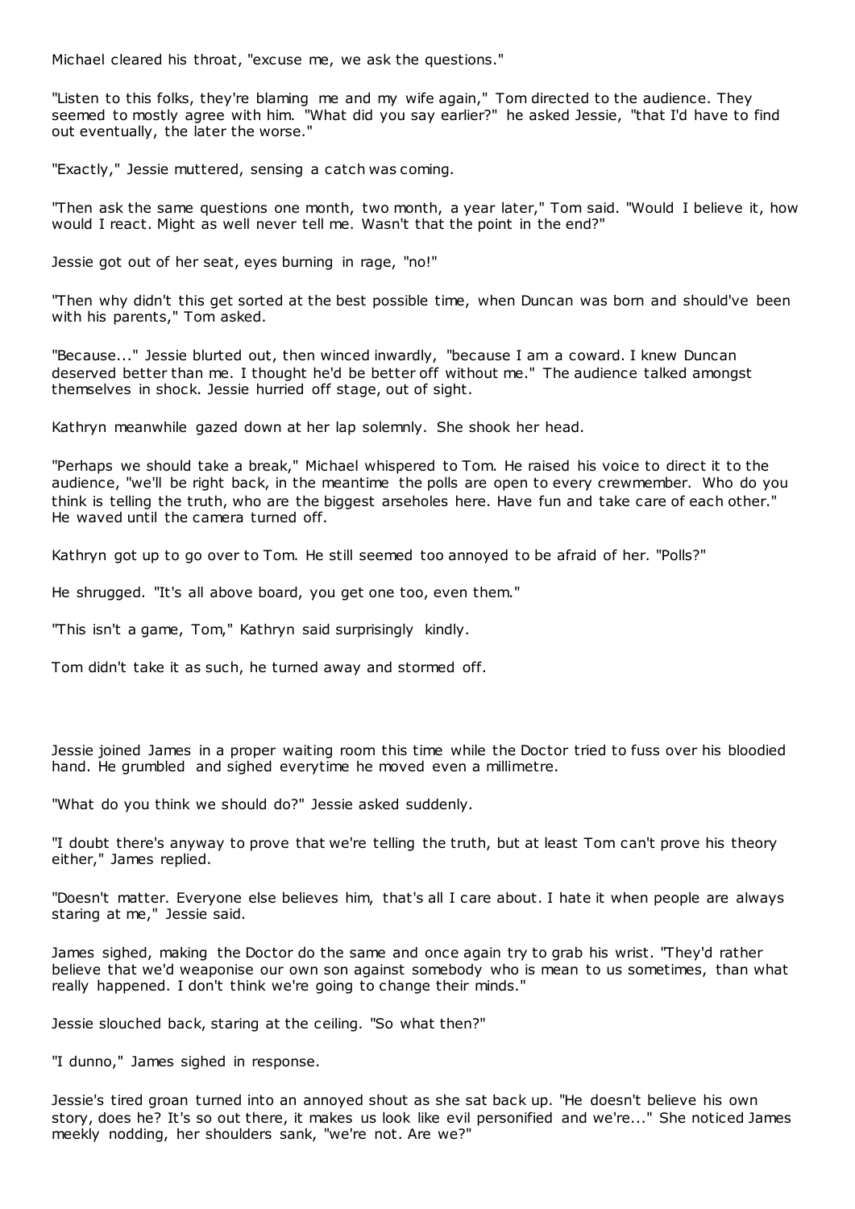Michael cleared his throat, "excuse me, we ask the questions."

"Listen to this folks, they're blaming me and my wife again," Tom directed to the audience. They seemed to mostly agree with him. "What did you say earlier?" he asked Jessie, "that I'd have to find out eventually, the later the worse."

"Exactly," Jessie muttered, sensing a catch was coming.

"Then ask the same questions one month, two month, a year later," Tom said. "Would I believe it, how would I react. Might as well never tell me. Wasn't that the point in the end?"

Jessie got out of her seat, eyes burning in rage, "no!"

"Then why didn't this get sorted at the best possible time, when Duncan was born and should've been with his parents," Tom asked.

"Because..." Jessie blurted out, then winced inwardly, "because I am a coward. I knew Duncan deserved better than me. I thought he'd be better off without me." The audience talked amongst themselves in shock. Jessie hurried off stage, out of sight.

Kathryn meanwhile gazed down at her lap solemnly. She shook her head.

"Perhaps we should take a break," Michael whispered to Tom. He raised his voice to direct it to the audience, "we'll be right back, in the meantime the polls are open to every crewmember. Who do you think is telling the truth, who are the biggest arseholes here. Have fun and take care of each other." He waved until the camera turned off.

Kathryn got up to go over to Tom. He still seemed too annoyed to be afraid of her. "Polls?"

He shrugged. "It's all above board, you get one too, even them."

"This isn't a game, Tom," Kathryn said surprisingly kindly.

Tom didn't take it as such, he turned away and stormed off.

Jessie joined James in a proper waiting room this time while the Doctor tried to fuss over his bloodied hand. He grumbled and sighed everytime he moved even a millimetre.

"What do you think we should do?" Jessie asked suddenly.

"I doubt there's anyway to prove that we're telling the truth, but at least Tom can't prove his theory either," James replied.

"Doesn't matter. Everyone else believes him, that's all I care about. I hate it when people are always staring at me," Jessie said.

James sighed, making the Doctor do the same and once again try to grab his wrist. "They'd rather believe that we'd weaponise our own son against somebody who is mean to us sometimes, than what really happened. I don't think we're going to change their minds."

Jessie slouched back, staring at the ceiling. "So what then?"

"I dunno," James sighed in response.

Jessie's tired groan turned into an annoyed shout as she sat back up. "He doesn't believe his own story, does he? It's so out there, it makes us look like evil personified and we're..." She noticed James meekly nodding, her shoulders sank, "we're not. Are we?"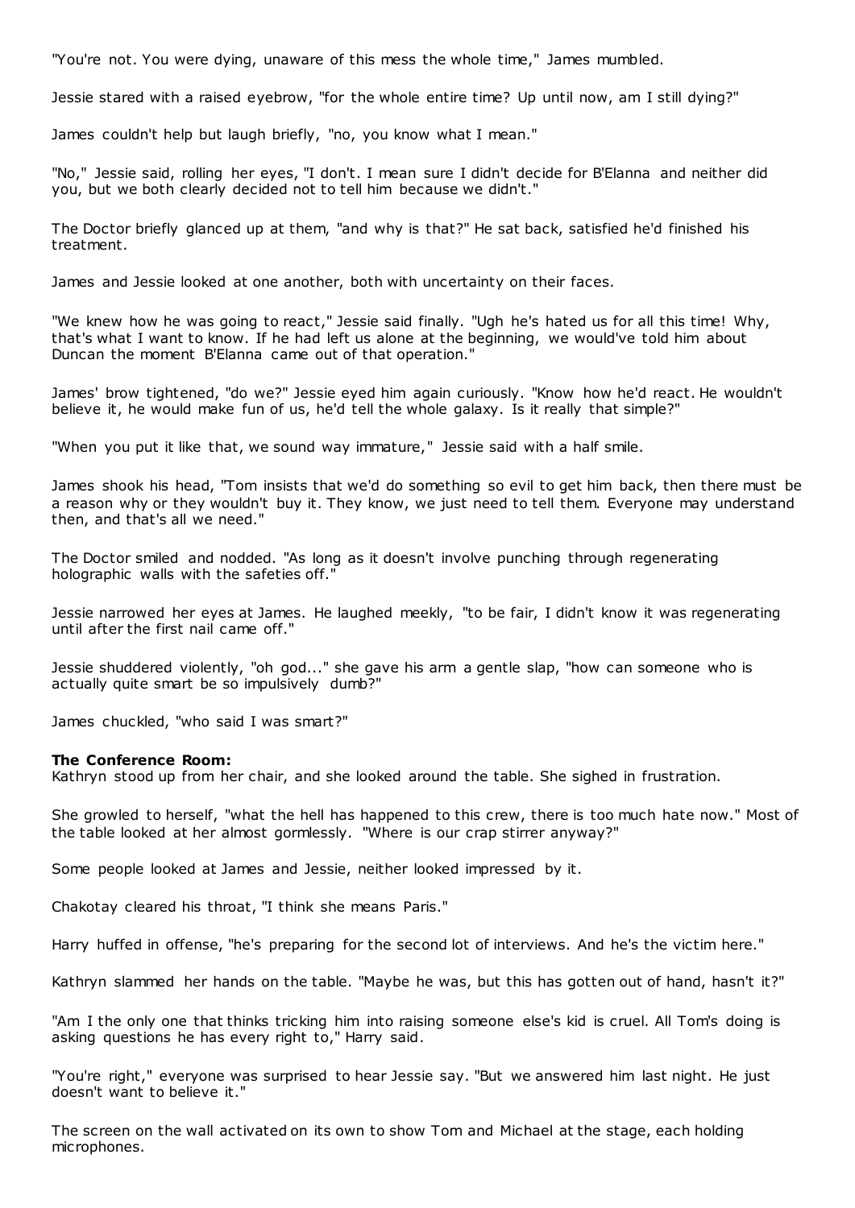"You're not. You were dying, unaware of this mess the whole time," James mumbled.

Jessie stared with a raised eyebrow, "for the whole entire time? Up until now, am I still dying?"

James couldn't help but laugh briefly, "no, you know what I mean."

"No," Jessie said, rolling her eyes, "I don't. I mean sure I didn't decide for B'Elanna and neither did you, but we both clearly decided not to tell him because we didn't."

The Doctor briefly glanced up at them, "and why is that?" He sat back, satisfied he'd finished his treatment.

James and Jessie looked at one another, both with uncertainty on their faces.

"We knew how he was going to react," Jessie said finally. "Ugh he's hated us for all this time! Why, that's what I want to know. If he had left us alone at the beginning, we would've told him about Duncan the moment B'Elanna came out of that operation."

James' brow tightened, "do we?" Jessie eyed him again curiously. "Know how he'd react. He wouldn't believe it, he would make fun of us, he'd tell the whole galaxy. Is it really that simple?"

"When you put it like that, we sound way immature," Jessie said with a half smile.

James shook his head, "Tom insists that we'd do something so evil to get him back, then there must be a reason why or they wouldn't buy it. They know, we just need to tell them. Everyone may understand then, and that's all we need."

The Doctor smiled and nodded. "As long as it doesn't involve punching through regenerating holographic walls with the safeties off."

Jessie narrowed her eyes at James. He laughed meekly, "to be fair, I didn't know it was regenerating until after the first nail came off."

Jessie shuddered violently, "oh god..." she gave his arm a gentle slap, "how can someone who is actually quite smart be so impulsively dumb?"

James chuckled, "who said I was smart?"

**The Conference Room:**
Kathryn stood up from her chair, and she looked around the table. She sighed in frustration.

She growled to herself, "what the hell has happened to this crew, there is too much hate now." Most of the table looked at her almost gormlessly. "Where is our crap stirrer anyway?"

Some people looked at James and Jessie, neither looked impressed by it.

Chakotay cleared his throat, "I think she means Paris."

Harry huffed in offense, "he's preparing for the second lot of interviews. And he's the victim here."

Kathryn slammed her hands on the table. "Maybe he was, but this has gotten out of hand, hasn't it?"

"Am I the only one that thinks tricking him into raising someone else's kid is cruel. All Tom's doing is asking questions he has every right to," Harry said.

"You're right," everyone was surprised to hear Jessie say. "But we answered him last night. He just doesn't want to believe it."

The screen on the wall activated on its own to show Tom and Michael at the stage, each holding microphones.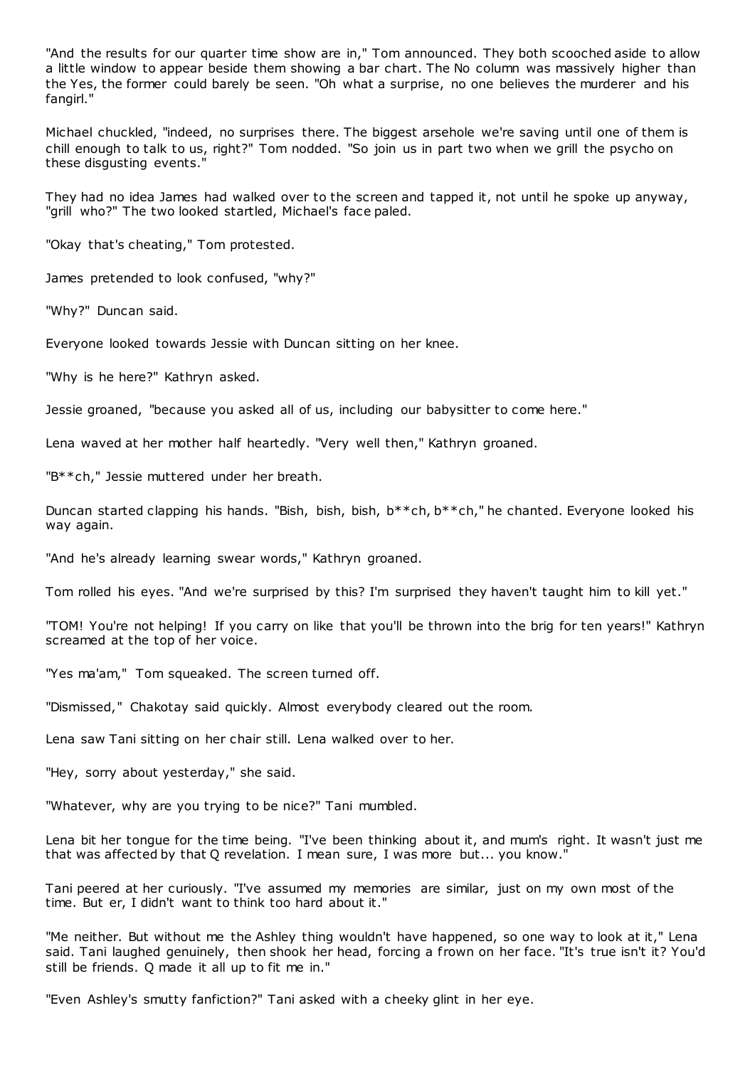"And the results for our quarter time show are in," Tom announced. They both scooched aside to allow a little window to appear beside them showing a bar chart. The No column was massively higher than the Yes, the former could barely be seen. "Oh what a surprise, no one believes the murderer and his fangirl."

Michael chuckled, "indeed, no surprises there. The biggest arsehole we're saving until one of them is chill enough to talk to us, right?" Tom nodded. "So join us in part two when we grill the psycho on these disgusting events."

They had no idea James had walked over to the screen and tapped it, not until he spoke up anyway, "grill who?" The two looked startled, Michael's face paled.

"Okay that's cheating," Tom protested.

James pretended to look confused, "why?"

"Why?" Duncan said.

Everyone looked towards Jessie with Duncan sitting on her knee.

"Why is he here?" Kathryn asked.

Jessie groaned, "because you asked all of us, including our babysitter to come here."

Lena waved at her mother half heartedly. "Very well then," Kathryn groaned.

"B**ch," Jessie muttered under her breath.

Duncan started clapping his hands. "Bish, bish, bish, b**ch, b**ch," he chanted. Everyone looked his way again.

"And he's already learning swear words," Kathryn groaned.

Tom rolled his eyes. "And we're surprised by this? I'm surprised they haven't taught him to kill yet."

"TOM! You're not helping! If you carry on like that you'll be thrown into the brig for ten years!" Kathryn screamed at the top of her voice.

"Yes ma'am," Tom squeaked. The screen turned off.

"Dismissed," Chakotay said quickly. Almost everybody cleared out the room.

Lena saw Tani sitting on her chair still. Lena walked over to her.

"Hey, sorry about yesterday," she said.

"Whatever, why are you trying to be nice?" Tani mumbled.

Lena bit her tongue for the time being. "I've been thinking about it, and mum's right. It wasn't just me that was affected by that Q revelation. I mean sure, I was more but... you know."

Tani peered at her curiously. "I've assumed my memories are similar, just on my own most of the time. But er, I didn't want to think too hard about it."

"Me neither. But without me the Ashley thing wouldn't have happened, so one way to look at it," Lena said. Tani laughed genuinely, then shook her head, forcing a frown on her face. "It's true isn't it? You'd still be friends. Q made it all up to fit me in."

"Even Ashley's smutty fanfiction?" Tani asked with a cheeky glint in her eye.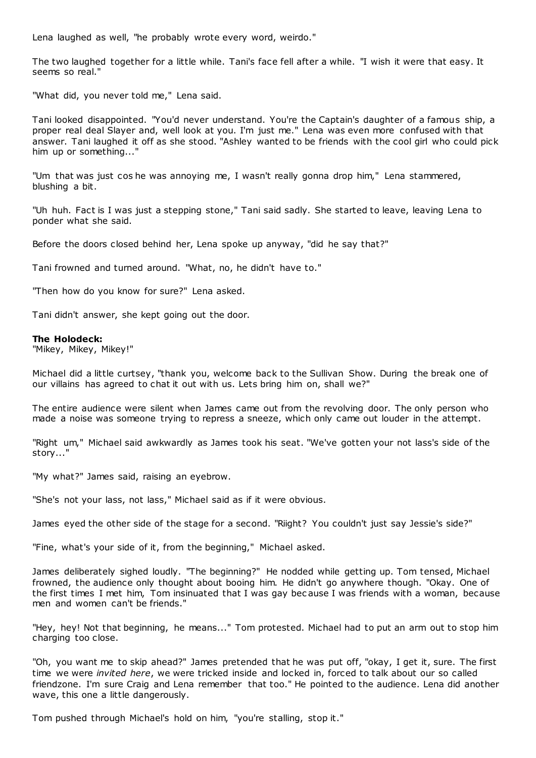Lena laughed as well, "he probably wrote every word, weirdo."

The two laughed together for a little while. Tani's face fell after a while. "I wish it were that easy. It seems so real."

"What did, you never told me," Lena said.

Tani looked disappointed. "You'd never understand. You're the Captain's daughter of a famous ship, a proper real deal Slayer and, well look at you. I'm just me." Lena was even more confused with that answer. Tani laughed it off as she stood. "Ashley wanted to be friends with the cool girl who could pick him up or something..."

"Um that was just cos he was annoying me, I wasn't really gonna drop him," Lena stammered, blushing a bit.

"Uh huh. Fact is I was just a stepping stone," Tani said sadly. She started to leave, leaving Lena to ponder what she said.

Before the doors closed behind her, Lena spoke up anyway, "did he say that?"

Tani frowned and turned around. "What, no, he didn't have to."

"Then how do you know for sure?" Lena asked.

Tani didn't answer, she kept going out the door.

**The Holodeck:**
"Mikey, Mikey, Mikey!"

Michael did a little curtsey, "thank you, welcome back to the Sullivan Show. During the break one of our villains has agreed to chat it out with us. Lets bring him on, shall we?"

The entire audience were silent when James came out from the revolving door. The only person who made a noise was someone trying to repress a sneeze, which only came out louder in the attempt.

"Right um," Michael said awkwardly as James took his seat. "We've gotten your not lass's side of the story..."

"My what?" James said, raising an eyebrow.

"She's not your lass, not lass," Michael said as if it were obvious.

James eyed the other side of the stage for a second. "Riight? You couldn't just say Jessie's side?"

"Fine, what's your side of it, from the beginning," Michael asked.

James deliberately sighed loudly. "The beginning?" He nodded while getting up. Tom tensed, Michael frowned, the audience only thought about booing him. He didn't go anywhere though. "Okay. One of the first times I met him, Tom insinuated that I was gay because I was friends with a woman, because men and women can't be friends."

"Hey, hey! Not that beginning, he means..." Tom protested. Michael had to put an arm out to stop him charging too close.

"Oh, you want me to skip ahead?" James pretended that he was put off, "okay, I get it, sure. The first time we were *invited here*, we were tricked inside and locked in, forced to talk about our so called friendzone. I'm sure Craig and Lena remember that too." He pointed to the audience. Lena did another wave, this one a little dangerously.

Tom pushed through Michael's hold on him, "you're stalling, stop it."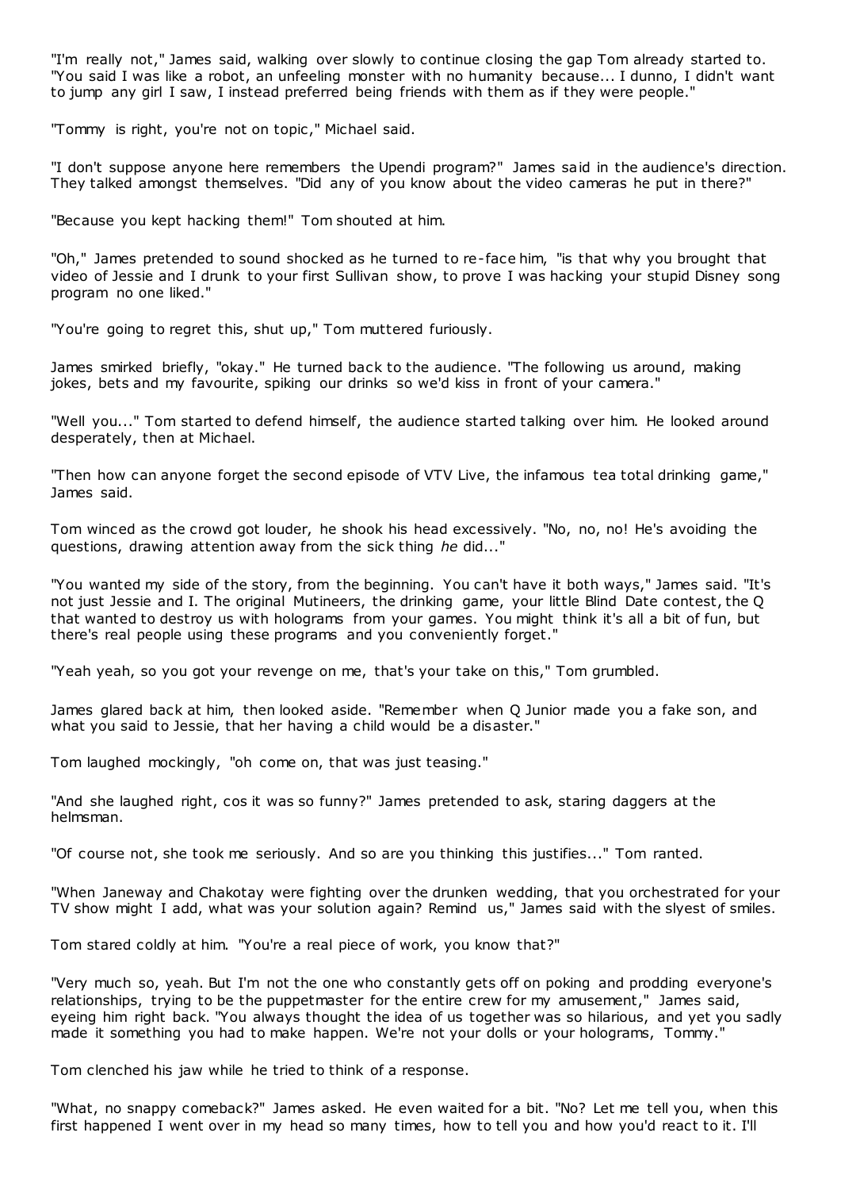"I'm really not," James said, walking over slowly to continue closing the gap Tom already started to. "You said I was like a robot, an unfeeling monster with no humanity because... I dunno, I didn't want to jump any girl I saw, I instead preferred being friends with them as if they were people."

"Tommy is right, you're not on topic," Michael said.

"I don't suppose anyone here remembers the Upendi program?" James said in the audience's direction. They talked amongst themselves. "Did any of you know about the video cameras he put in there?"

"Because you kept hacking them!" Tom shouted at him.

"Oh," James pretended to sound shocked as he turned to re-face him, "is that why you brought that video of Jessie and I drunk to your first Sullivan show, to prove I was hacking your stupid Disney song program no one liked."

"You're going to regret this, shut up," Tom muttered furiously.

James smirked briefly, "okay." He turned back to the audience. "The following us around, making jokes, bets and my favourite, spiking our drinks so we'd kiss in front of your camera."

"Well you..." Tom started to defend himself, the audience started talking over him. He looked around desperately, then at Michael.

"Then how can anyone forget the second episode of VTV Live, the infamous tea total drinking game," James said.

Tom winced as the crowd got louder, he shook his head excessively. "No, no, no! He's avoiding the questions, drawing attention away from the sick thing *he* did..."

"You wanted my side of the story, from the beginning. You can't have it both ways," James said. "It's not just Jessie and I. The original Mutineers, the drinking game, your little Blind Date contest, the Q that wanted to destroy us with holograms from your games. You might think it's all a bit of fun, but there's real people using these programs and you conveniently forget."

"Yeah yeah, so you got your revenge on me, that's your take on this," Tom grumbled.

James glared back at him, then looked aside. "Remember when Q Junior made you a fake son, and what you said to Jessie, that her having a child would be a disaster."

Tom laughed mockingly, "oh come on, that was just teasing."

"And she laughed right, cos it was so funny?" James pretended to ask, staring daggers at the helmsman.

"Of course not, she took me seriously. And so are you thinking this justifies..." Tom ranted.

"When Janeway and Chakotay were fighting over the drunken wedding, that you orchestrated for your TV show might I add, what was your solution again? Remind us," James said with the slyest of smiles.

Tom stared coldly at him. "You're a real piece of work, you know that?"

"Very much so, yeah. But I'm not the one who constantly gets off on poking and prodding everyone's relationships, trying to be the puppetmaster for the entire crew for my amusement," James said, eyeing him right back. "You always thought the idea of us together was so hilarious, and yet you sadly made it something you had to make happen. We're not your dolls or your holograms, Tommy."

Tom clenched his jaw while he tried to think of a response.

"What, no snappy comeback?" James asked. He even waited for a bit. "No? Let me tell you, when this first happened I went over in my head so many times, how to tell you and how you'd react to it. I'll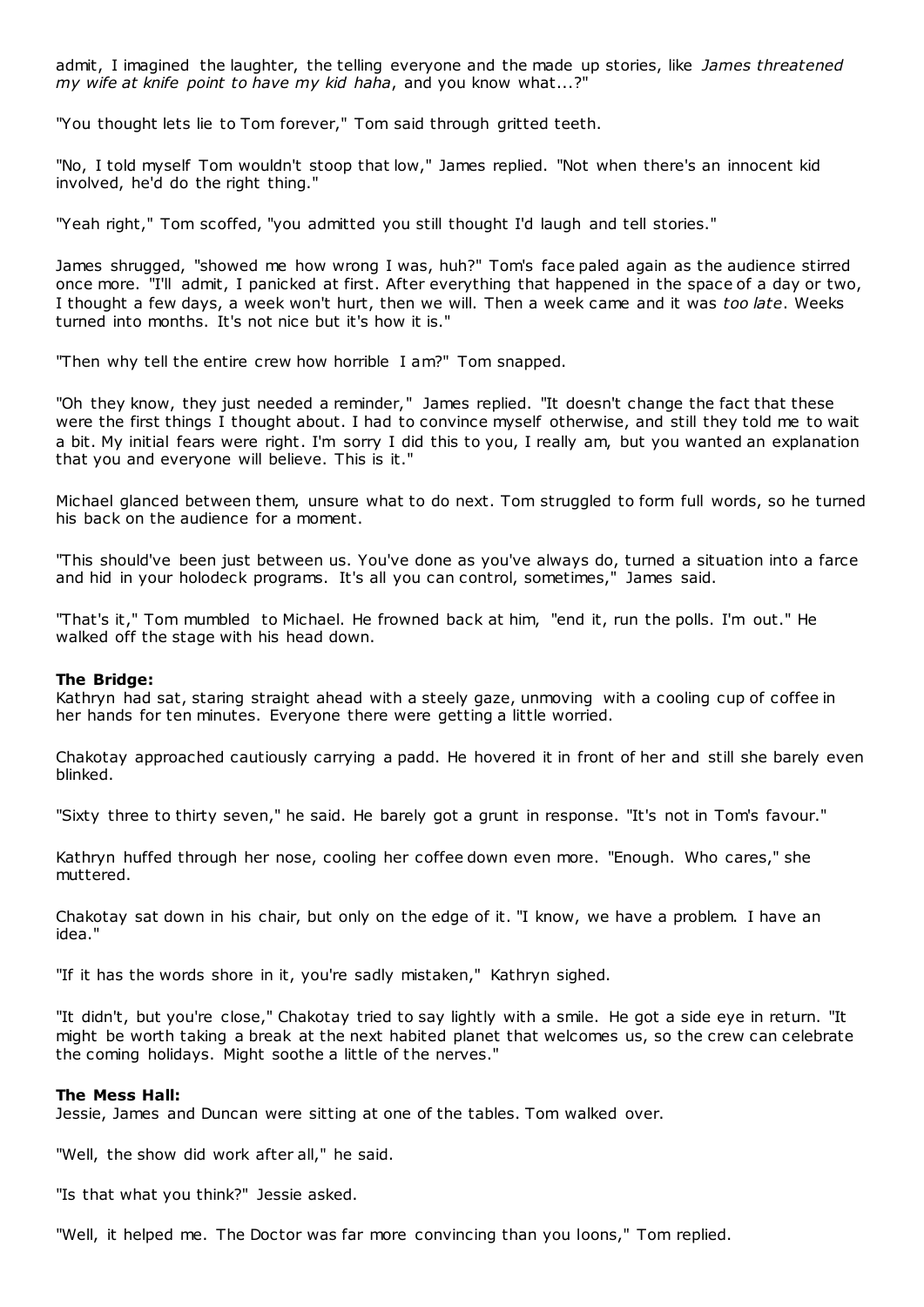admit, I imagined the laughter, the telling everyone and the made up stories, like *James threatened my wife at knife point to have my kid haha*, and you know what...?"

"You thought lets lie to Tom forever," Tom said through gritted teeth.

"No, I told myself Tom wouldn't stoop that low," James replied. "Not when there's an innocent kid involved, he'd do the right thing."

"Yeah right," Tom scoffed, "you admitted you still thought I'd laugh and tell stories."

James shrugged, "showed me how wrong I was, huh?" Tom's face paled again as the audience stirred once more. "I'll admit, I panicked at first. After everything that happened in the space of a day or two, I thought a few days, a week won't hurt, then we will. Then a week came and it was *too late*. Weeks turned into months. It's not nice but it's how it is."

"Then why tell the entire crew how horrible I am?" Tom snapped.

"Oh they know, they just needed a reminder," James replied. "It doesn't change the fact that these were the first things I thought about. I had to convince myself otherwise, and still they told me to wait a bit. My initial fears were right. I'm sorry I did this to you, I really am, but you wanted an explanation that you and everyone will believe. This is it."

Michael glanced between them, unsure what to do next. Tom struggled to form full words, so he turned his back on the audience for a moment.

"This should've been just between us. You've done as you've always do, turned a situation into a farce and hid in your holodeck programs. It's all you can control, sometimes," James said.

"That's it," Tom mumbled to Michael. He frowned back at him, "end it, run the polls. I'm out." He walked off the stage with his head down.

**The Bridge:**
Kathryn had sat, staring straight ahead with a steely gaze, unmoving with a cooling cup of coffee in her hands for ten minutes. Everyone there were getting a little worried.

Chakotay approached cautiously carrying a padd. He hovered it in front of her and still she barely even blinked.

"Sixty three to thirty seven," he said. He barely got a grunt in response. "It's not in Tom's favour."

Kathryn huffed through her nose, cooling her coffee down even more. "Enough. Who cares," she muttered.

Chakotay sat down in his chair, but only on the edge of it. "I know, we have a problem. I have an idea."

"If it has the words shore in it, you're sadly mistaken," Kathryn sighed.

"It didn't, but you're close," Chakotay tried to say lightly with a smile. He got a side eye in return. "It might be worth taking a break at the next habited planet that welcomes us, so the crew can celebrate the coming holidays. Might soothe a little of the nerves."

**The Mess Hall:**
Jessie, James and Duncan were sitting at one of the tables. Tom walked over.

"Well, the show did work after all," he said.

"Is that what you think?" Jessie asked.

"Well, it helped me. The Doctor was far more convincing than you loons," Tom replied.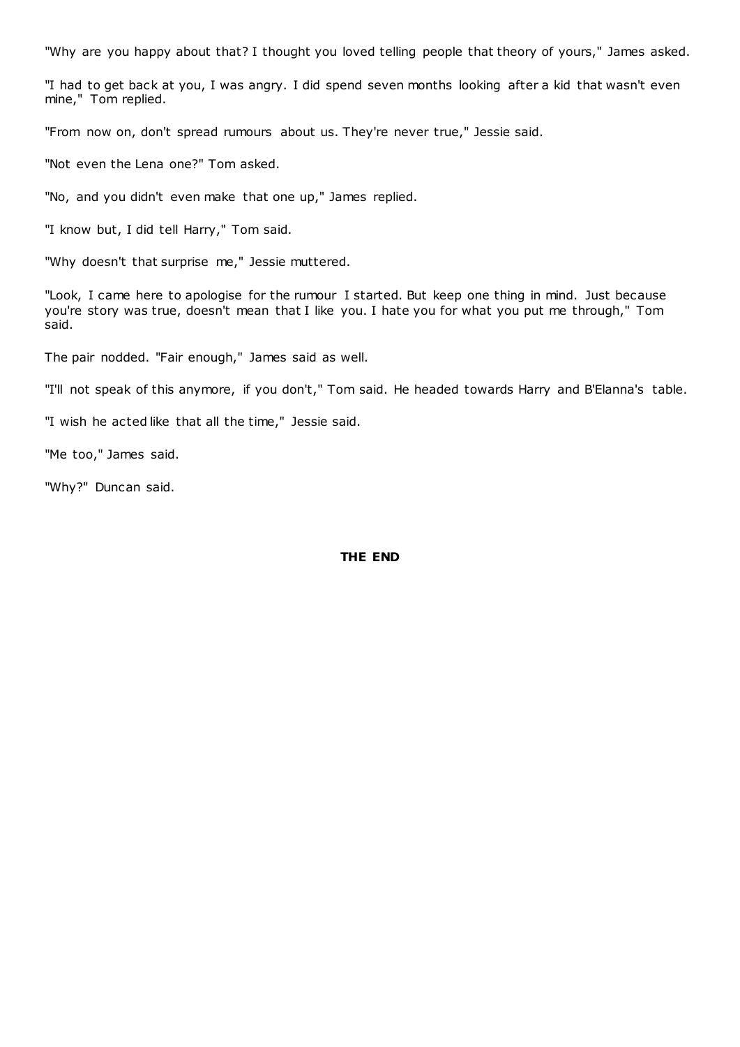"Why are you happy about that? I thought you loved telling people that theory of yours," James asked.

"I had to get back at you, I was angry. I did spend seven months looking after a kid that wasn't even mine," Tom replied.

"From now on, don't spread rumours about us. They're never true," Jessie said.

"Not even the Lena one?" Tom asked.

"No, and you didn't even make that one up," James replied.

"I know but, I did tell Harry," Tom said.

"Why doesn't that surprise me," Jessie muttered.

"Look, I came here to apologise for the rumour I started. But keep one thing in mind. Just because you're story was true, doesn't mean that I like you. I hate you for what you put me through," Tom said.

The pair nodded. "Fair enough," James said as well.

"I'll not speak of this anymore, if you don't," Tom said. He headed towards Harry and B'Elanna's table.

"I wish he acted like that all the time," Jessie said.

"Me too," James said.

"Why?" Duncan said.

**THE END**